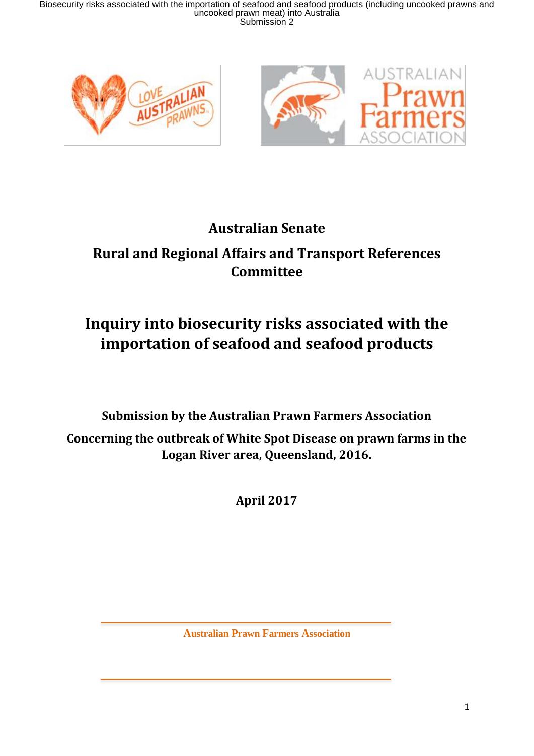## Australian Senate

## Rural and Regional Affairs and Transport References Committee

# Inquiry into biosecurity risks associated with the importation of seafood and seafood products

**Submission by the Australian Prawn Farmers Association**

**Concerning the outbreak of White Spot Disease on prawn farms in the Logan River area, Queensland, 2016.**

**April 2017**

**Australian Prawn Farmers Association**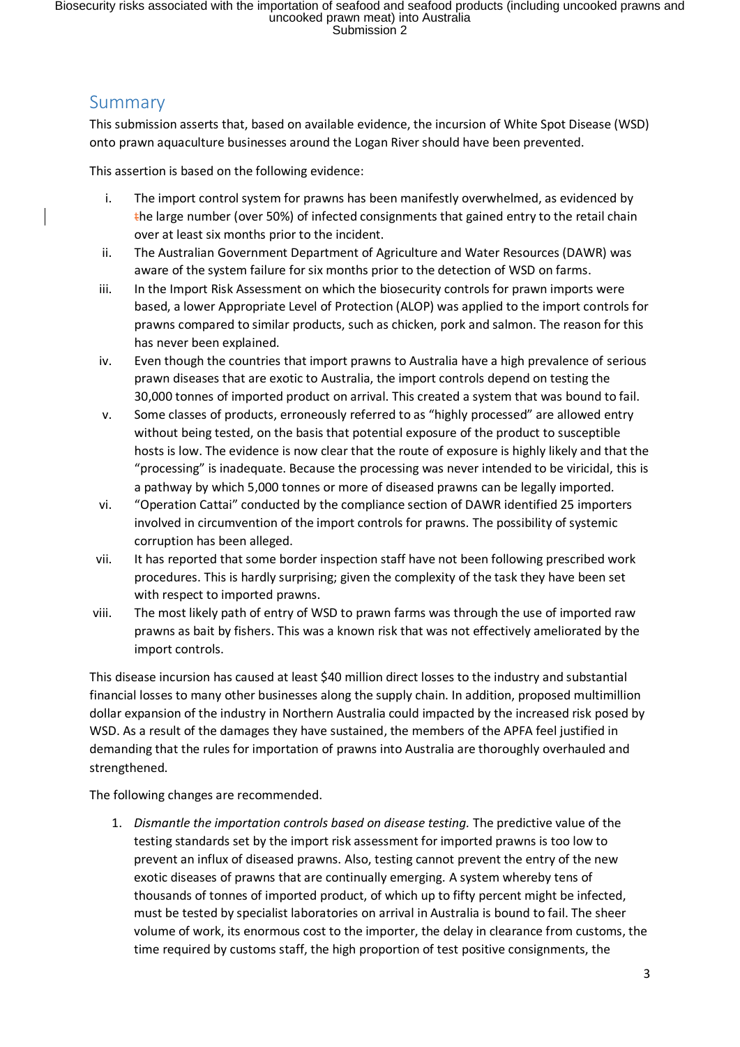## Summary

This submission asserts that, based on available evidence, the incursion of White Spot Disease (WSD) onto prawn aquaculture businesses around the Logan River should have been prevented.

This assertion is based on the following evidence:

i. The import control system for prawns has been manifestly overwhelmed, as evidenced by the large number (over 50%) of infected consignments that gained entry to the retail chain over at least six months prior to the incident.
ii. The Australian Government Department of Agriculture and Water Resources (DAWR) was aware of the system failure for six months prior to the detection of WSD on farms.
iii. In the Import Risk Assessment on which the biosecurity controls for prawn imports were based, a lower Appropriate Level of Protection (ALOP) was applied to the import controls for prawns compared to similar products, such as chicken, pork and salmon. The reason for this has never been explained.
iv. Even though the countries that import prawns to Australia have a high prevalence of serious prawn diseases that are exotic to Australia, the import controls depend on testing the 30,000 tonnes of imported product on arrival. This created a system that was bound to fail.
v. Some classes of products, erroneously referred to as "highly processed" are allowed entry without being tested, on the basis that potential exposure of the product to susceptible hosts is low. The evidence is now clear that the route of exposure is highly likely and that the "processing" is inadequate. Because the processing was never intended to be viricidal, this is a pathway by which 5,000 tonnes or more of diseased prawns can be legally imported.
vi. "Operation Cattai" conducted by the compliance section of DAWR identified 25 importers involved in circumvention of the import controls for prawns. The possibility of systemic corruption has been alleged.
vii. It has reported that some border inspection staff have not been following prescribed work procedures. This is hardly surprising; given the complexity of the task they have been set with respect to imported prawns.
viii. The most likely path of entry of WSD to prawn farms was through the use of imported raw prawns as bait by fishers. This was a known risk that was not effectively ameliorated by the import controls.

This disease incursion has caused at least $40 million direct losses to the industry and substantial financial losses to many other businesses along the supply chain. In addition, proposed multimillion dollar expansion of the industry in Northern Australia could impacted by the increased risk posed by WSD. As a result of the damages they have sustained, the members of the APFA feel justified in demanding that the rules for importation of prawns into Australia are thoroughly overhauled and strengthened.

The following changes are recommended.

1. *Dismantle the importation controls based on disease testing.* The predictive value of the testing standards set by the import risk assessment for imported prawns is too low to prevent an influx of diseased prawns. Also, testing cannot prevent the entry of the new exotic diseases of prawns that are continually emerging. A system whereby tens of thousands of tonnes of imported product, of which up to fifty percent might be infected, must be tested by specialist laboratories on arrival in Australia is bound to fail. The sheer volume of work, its enormous cost to the importer, the delay in clearance from customs, the time required by customs staff, the high proportion of test positive consignments, the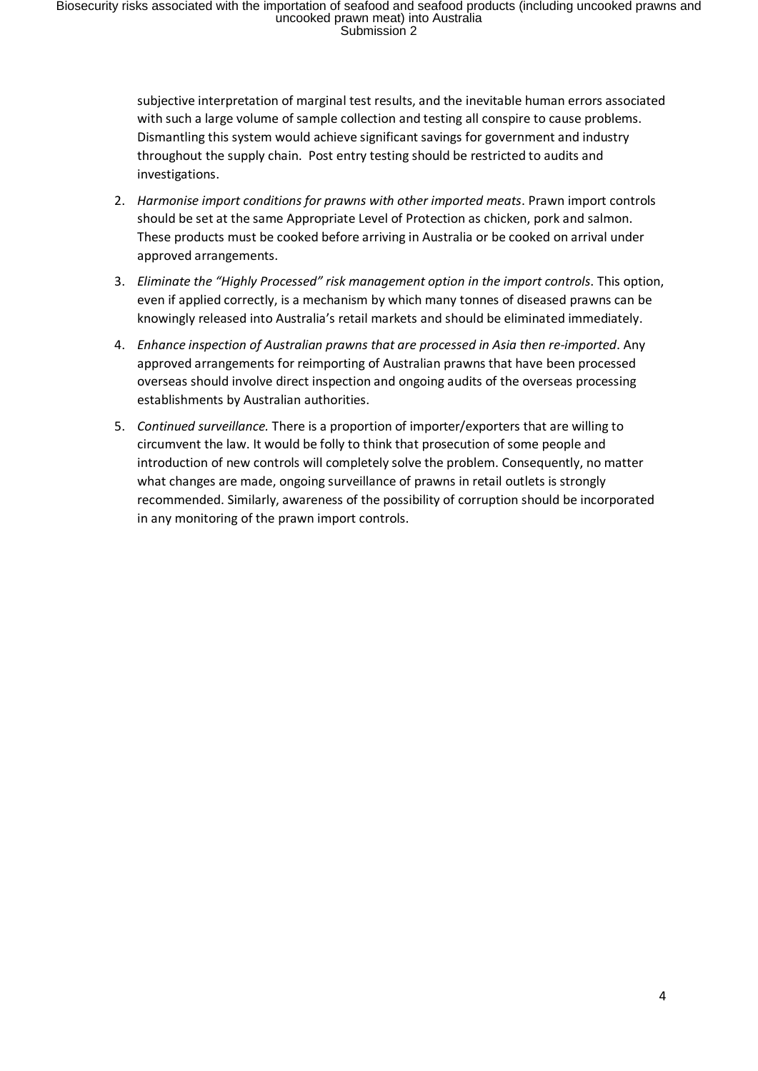subjective interpretation of marginal test results, and the inevitable human errors associated with such a large volume of sample collection and testing all conspire to cause problems. Dismantling this system would achieve significant savings for government and industry throughout the supply chain. Post entry testing should be restricted to audits and investigations.

2. *Harmonise import conditions for prawns with other imported meats*. Prawn import controls should be set at the same Appropriate Level of Protection as chicken, pork and salmon. These products must be cooked before arriving in Australia or be cooked on arrival under approved arrangements.
3. *Eliminate the "Highly Processed" risk management option in the import controls*. This option, even if applied correctly, is a mechanism by which many tonnes of diseased prawns can be knowingly released into Australia's retail markets and should be eliminated immediately.
4. *Enhance inspection of Australian prawns that are processed in Asia then re-imported*. Any approved arrangements for reimporting of Australian prawns that have been processed overseas should involve direct inspection and ongoing audits of the overseas processing establishments by Australian authorities.
5. *Continued surveillance.* There is a proportion of importer/exporters that are willing to circumvent the law. It would be folly to think that prosecution of some people and introduction of new controls will completely solve the problem. Consequently, no matter what changes are made, ongoing surveillance of prawns in retail outlets is strongly recommended. Similarly, awareness of the possibility of corruption should be incorporated in any monitoring of the prawn import controls.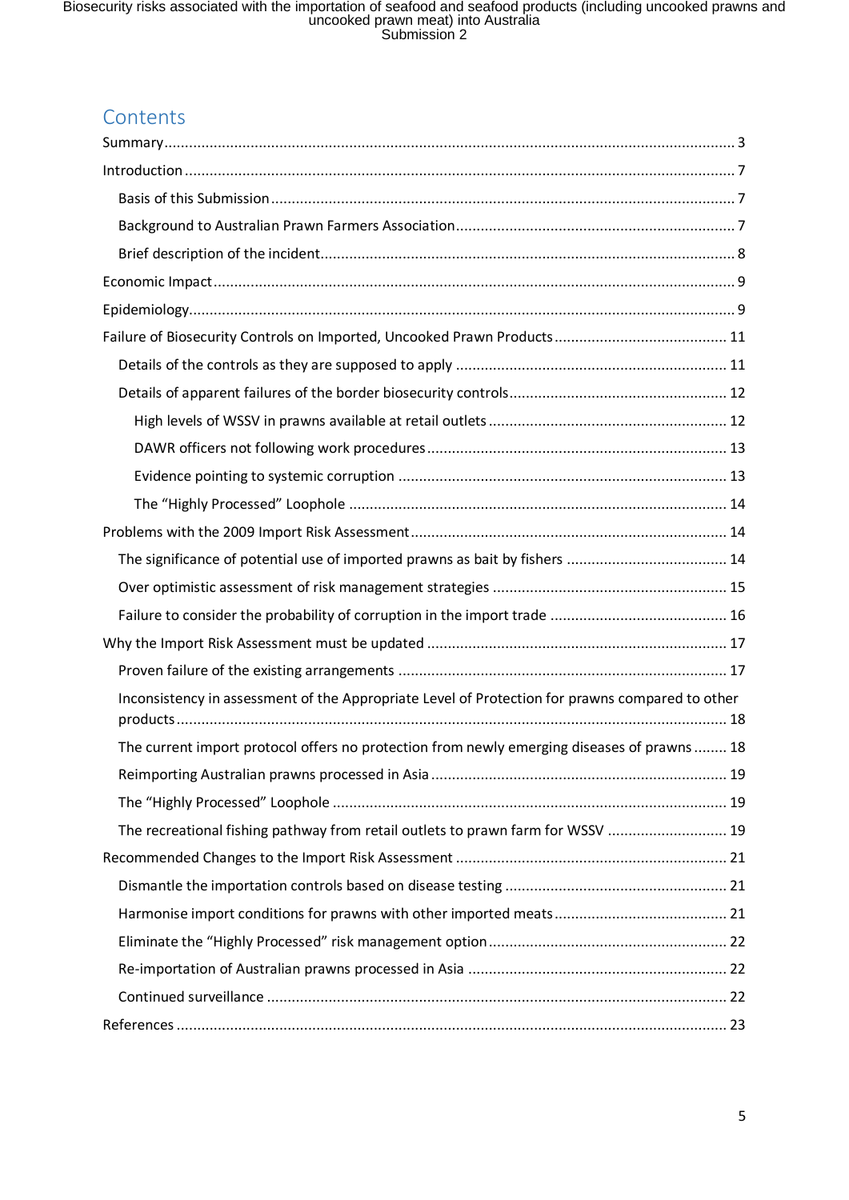## Contents

- Summary ... 3
- Introduction ... 7
  - Basis of this Submission ... 7
  - Background to Australian Prawn Farmers Association ... 7
  - Brief description of the incident ... 8
- Economic Impact ... 9
- Epidemiology ... 9
- Failure of Biosecurity Controls on Imported, Uncooked Prawn Products ... 11
  - Details of the controls as they are supposed to apply ... 11
  - Details of apparent failures of the border biosecurity controls ... 12
    - High levels of WSSV in prawns available at retail outlets ... 12
    - DAWR officers not following work procedures ... 13
    - Evidence pointing to systemic corruption ... 13
    - The "Highly Processed" Loophole ... 14
- Problems with the 2009 Import Risk Assessment ... 14
  - The significance of potential use of imported prawns as bait by fishers ... 14
  - Over optimistic assessment of risk management strategies ... 15
  - Failure to consider the probability of corruption in the import trade ... 16
- Why the Import Risk Assessment must be updated ... 17
  - Proven failure of the existing arrangements ... 17
  - Inconsistency in assessment of the Appropriate Level of Protection for prawns compared to other products ... 18
  - The current import protocol offers no protection from newly emerging diseases of prawns ... 18
  - Reimporting Australian prawns processed in Asia ... 19
  - The "Highly Processed" Loophole ... 19
  - The recreational fishing pathway from retail outlets to prawn farm for WSSV ... 19
- Recommended Changes to the Import Risk Assessment ... 21
  - Dismantle the importation controls based on disease testing ... 21
  - Harmonise import conditions for prawns with other imported meats ... 21
  - Eliminate the "Highly Processed" risk management option ... 22
  - Re-importation of Australian prawns processed in Asia ... 22
  - Continued surveillance ... 22
- References ... 23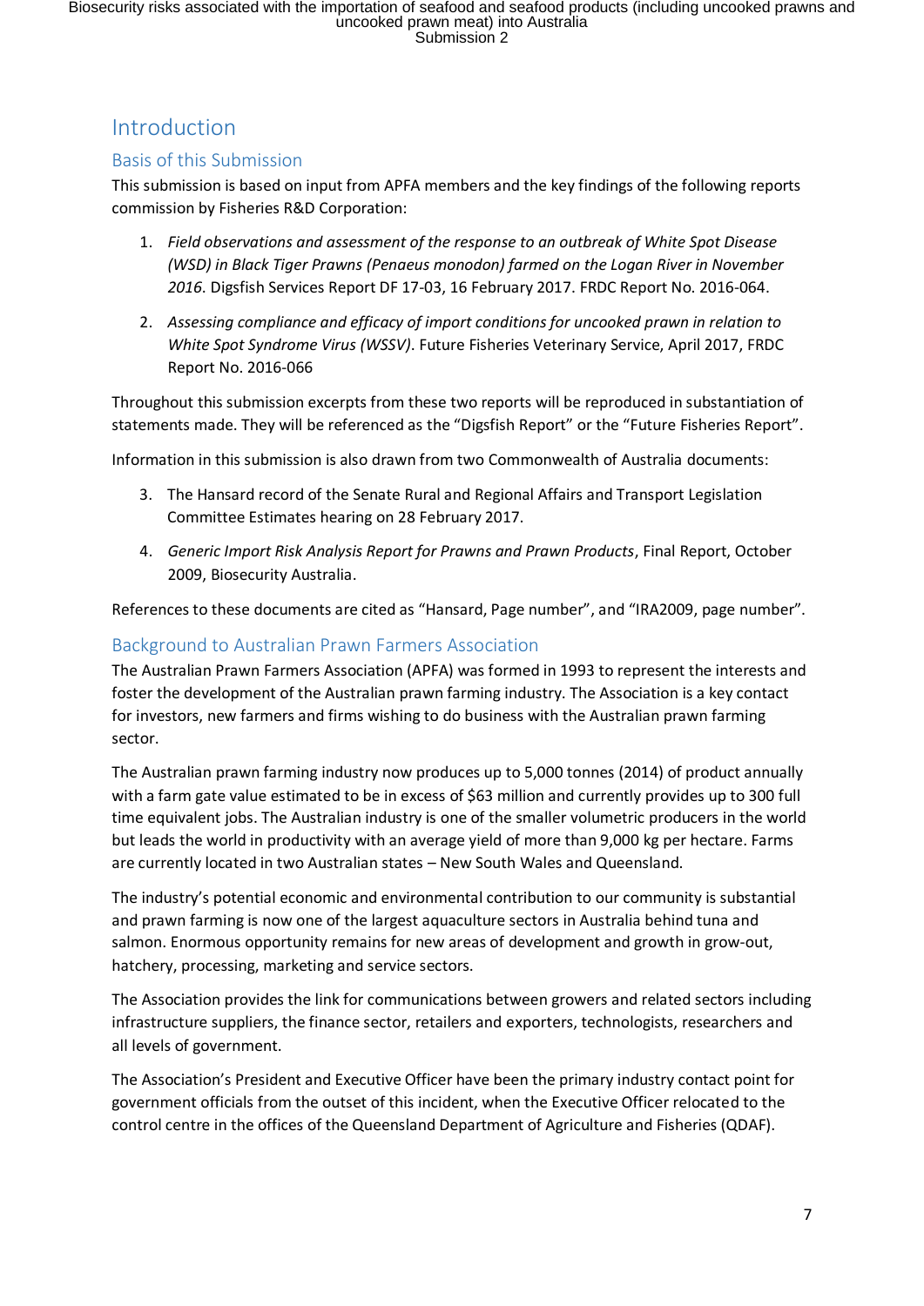# Introduction

## Basis of this Submission

This submission is based on input from APFA members and the key findings of the following reports commission by Fisheries R&D Corporation:

1. *Field observations and assessment of the response to an outbreak of White Spot Disease (WSD) in Black Tiger Prawns (Penaeus monodon) farmed on the Logan River in November 2016*. Digsfish Services Report DF 17-03, 16 February 2017. FRDC Report No. 2016-064.
2. *Assessing compliance and efficacy of import conditions for uncooked prawn in relation to White Spot Syndrome Virus (WSSV)*. Future Fisheries Veterinary Service, April 2017, FRDC Report No. 2016-066

Throughout this submission excerpts from these two reports will be reproduced in substantiation of statements made. They will be referenced as the “Digsfish Report” or the “Future Fisheries Report”.

Information in this submission is also drawn from two Commonwealth of Australia documents:

3. The Hansard record of the Senate Rural and Regional Affairs and Transport Legislation Committee Estimates hearing on 28 February 2017.
4. *Generic Import Risk Analysis Report for Prawns and Prawn Products*, Final Report, October 2009, Biosecurity Australia.

References to these documents are cited as “Hansard, Page number”, and “IRA2009, page number”.

## Background to Australian Prawn Farmers Association

The Australian Prawn Farmers Association (APFA) was formed in 1993 to represent the interests and foster the development of the Australian prawn farming industry. The Association is a key contact for investors, new farmers and firms wishing to do business with the Australian prawn farming sector.

The Australian prawn farming industry now produces up to 5,000 tonnes (2014) of product annually with a farm gate value estimated to be in excess of $63 million and currently provides up to 300 full time equivalent jobs. The Australian industry is one of the smaller volumetric producers in the world but leads the world in productivity with an average yield of more than 9,000 kg per hectare. Farms are currently located in two Australian states – New South Wales and Queensland.

The industry’s potential economic and environmental contribution to our community is substantial and prawn farming is now one of the largest aquaculture sectors in Australia behind tuna and salmon. Enormous opportunity remains for new areas of development and growth in grow-out, hatchery, processing, marketing and service sectors.

The Association provides the link for communications between growers and related sectors including infrastructure suppliers, the finance sector, retailers and exporters, technologists, researchers and all levels of government.

The Association’s President and Executive Officer have been the primary industry contact point for government officials from the outset of this incident, when the Executive Officer relocated to the control centre in the offices of the Queensland Department of Agriculture and Fisheries (QDAF).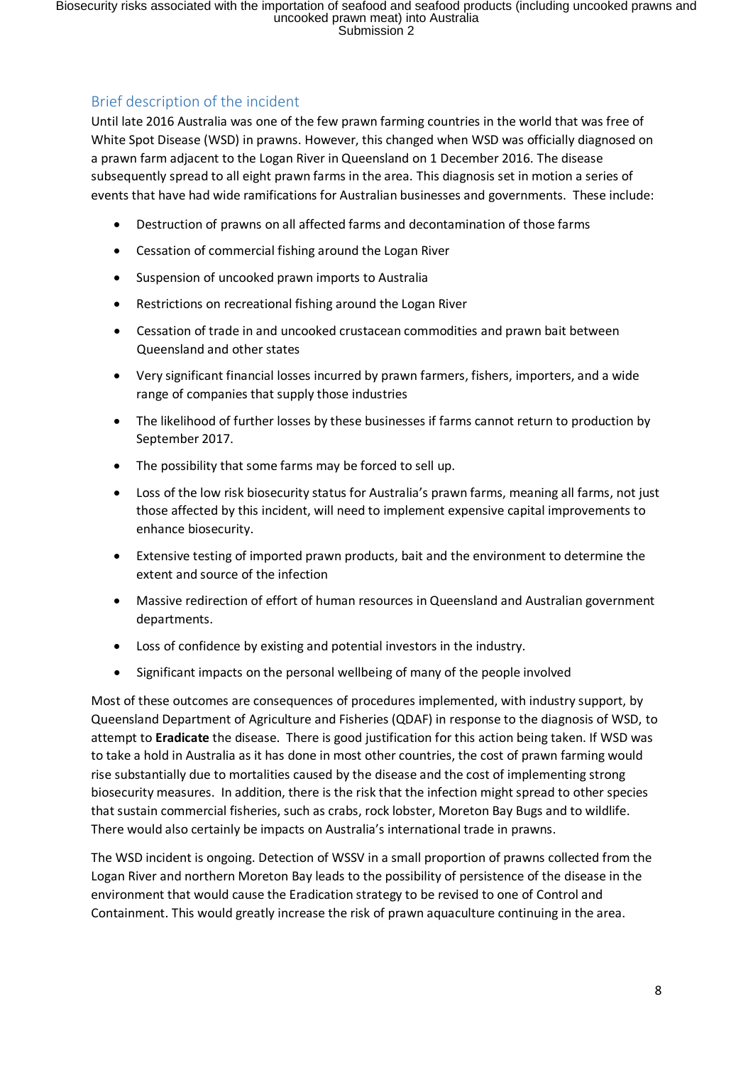## Brief description of the incident

Until late 2016 Australia was one of the few prawn farming countries in the world that was free of White Spot Disease (WSD) in prawns. However, this changed when WSD was officially diagnosed on a prawn farm adjacent to the Logan River in Queensland on 1 December 2016. The disease subsequently spread to all eight prawn farms in the area. This diagnosis set in motion a series of events that have had wide ramifications for Australian businesses and governments. These include:

- Destruction of prawns on all affected farms and decontamination of those farms
- Cessation of commercial fishing around the Logan River
- Suspension of uncooked prawn imports to Australia
- Restrictions on recreational fishing around the Logan River
- Cessation of trade in and uncooked crustacean commodities and prawn bait between Queensland and other states
- Very significant financial losses incurred by prawn farmers, fishers, importers, and a wide range of companies that supply those industries
- The likelihood of further losses by these businesses if farms cannot return to production by September 2017.
- The possibility that some farms may be forced to sell up.
- Loss of the low risk biosecurity status for Australia's prawn farms, meaning all farms, not just those affected by this incident, will need to implement expensive capital improvements to enhance biosecurity.
- Extensive testing of imported prawn products, bait and the environment to determine the extent and source of the infection
- Massive redirection of effort of human resources in Queensland and Australian government departments.
- Loss of confidence by existing and potential investors in the industry.
- Significant impacts on the personal wellbeing of many of the people involved

Most of these outcomes are consequences of procedures implemented, with industry support, by Queensland Department of Agriculture and Fisheries (QDAF) in response to the diagnosis of WSD, to attempt to **Eradicate** the disease. There is good justification for this action being taken. If WSD was to take a hold in Australia as it has done in most other countries, the cost of prawn farming would rise substantially due to mortalities caused by the disease and the cost of implementing strong biosecurity measures. In addition, there is the risk that the infection might spread to other species that sustain commercial fisheries, such as crabs, rock lobster, Moreton Bay Bugs and to wildlife. There would also certainly be impacts on Australia's international trade in prawns.

The WSD incident is ongoing. Detection of WSSV in a small proportion of prawns collected from the Logan River and northern Moreton Bay leads to the possibility of persistence of the disease in the environment that would cause the Eradication strategy to be revised to one of Control and Containment. This would greatly increase the risk of prawn aquaculture continuing in the area.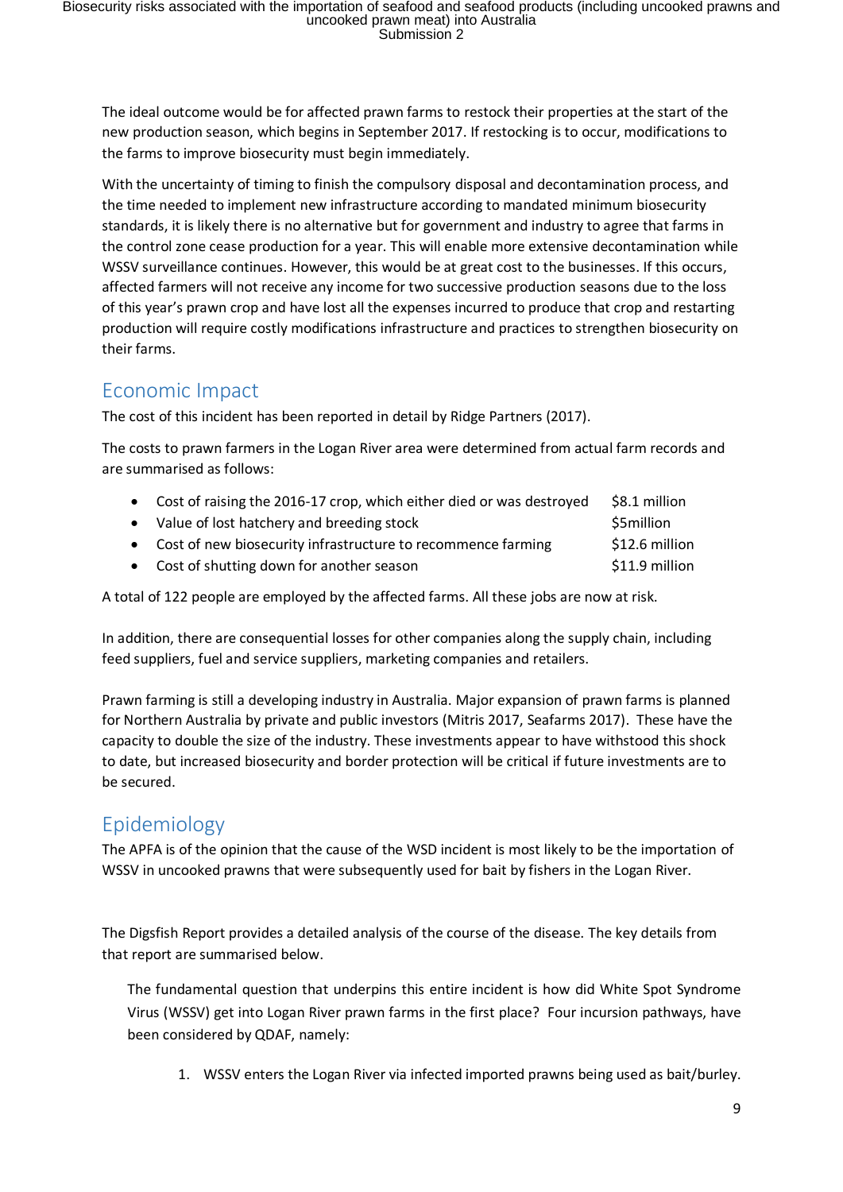The ideal outcome would be for affected prawn farms to restock their properties at the start of the new production season, which begins in September 2017. If restocking is to occur, modifications to the farms to improve biosecurity must begin immediately.

With the uncertainty of timing to finish the compulsory disposal and decontamination process, and the time needed to implement new infrastructure according to mandated minimum biosecurity standards, it is likely there is no alternative but for government and industry to agree that farms in the control zone cease production for a year. This will enable more extensive decontamination while WSSV surveillance continues. However, this would be at great cost to the businesses. If this occurs, affected farmers will not receive any income for two successive production seasons due to the loss of this year's prawn crop and have lost all the expenses incurred to produce that crop and restarting production will require costly modifications infrastructure and practices to strengthen biosecurity on their farms.

## Economic Impact

The cost of this incident has been reported in detail by Ridge Partners (2017).

The costs to prawn farmers in the Logan River area were determined from actual farm records and are summarised as follows:

- Cost of raising the 2016-17 crop, which either died or was destroyed — $8.1 million
- Value of lost hatchery and breeding stock — $5million
- Cost of new biosecurity infrastructure to recommence farming — $12.6 million
- Cost of shutting down for another season — $11.9 million

A total of 122 people are employed by the affected farms. All these jobs are now at risk.

In addition, there are consequential losses for other companies along the supply chain, including feed suppliers, fuel and service suppliers, marketing companies and retailers.

Prawn farming is still a developing industry in Australia. Major expansion of prawn farms is planned for Northern Australia by private and public investors (Mitris 2017, Seafarms 2017). These have the capacity to double the size of the industry. These investments appear to have withstood this shock to date, but increased biosecurity and border protection will be critical if future investments are to be secured.

## Epidemiology

The APFA is of the opinion that the cause of the WSD incident is most likely to be the importation of WSSV in uncooked prawns that were subsequently used for bait by fishers in the Logan River.

The Digsfish Report provides a detailed analysis of the course of the disease. The key details from that report are summarised below.

> The fundamental question that underpins this entire incident is how did White Spot Syndrome Virus (WSSV) get into Logan River prawn farms in the first place? Four incursion pathways, have been considered by QDAF, namely:
>
> 1. WSSV enters the Logan River via infected imported prawns being used as bait/burley.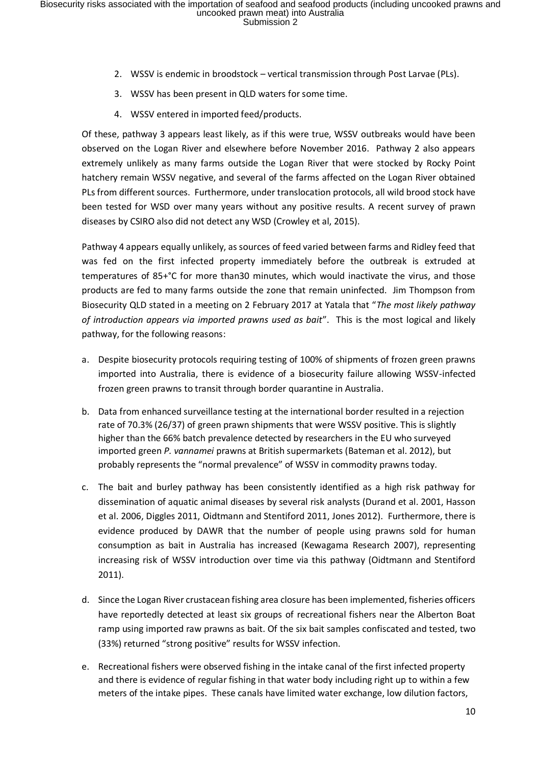2. WSSV is endemic in broodstock – vertical transmission through Post Larvae (PLs).
3. WSSV has been present in QLD waters for some time.
4. WSSV entered in imported feed/products.

Of these, pathway 3 appears least likely, as if this were true, WSSV outbreaks would have been observed on the Logan River and elsewhere before November 2016. Pathway 2 also appears extremely unlikely as many farms outside the Logan River that were stocked by Rocky Point hatchery remain WSSV negative, and several of the farms affected on the Logan River obtained PLs from different sources. Furthermore, under translocation protocols, all wild brood stock have been tested for WSD over many years without any positive results. A recent survey of prawn diseases by CSIRO also did not detect any WSD (Crowley et al, 2015).

Pathway 4 appears equally unlikely, as sources of feed varied between farms and Ridley feed that was fed on the first infected property immediately before the outbreak is extruded at temperatures of 85+°C for more than30 minutes, which would inactivate the virus, and those products are fed to many farms outside the zone that remain uninfected. Jim Thompson from Biosecurity QLD stated in a meeting on 2 February 2017 at Yatala that "*The most likely pathway of introduction appears via imported prawns used as bait*". This is the most logical and likely pathway, for the following reasons:

a. Despite biosecurity protocols requiring testing of 100% of shipments of frozen green prawns imported into Australia, there is evidence of a biosecurity failure allowing WSSV-infected frozen green prawns to transit through border quarantine in Australia.

b. Data from enhanced surveillance testing at the international border resulted in a rejection rate of 70.3% (26/37) of green prawn shipments that were WSSV positive. This is slightly higher than the 66% batch prevalence detected by researchers in the EU who surveyed imported green *P. vannamei* prawns at British supermarkets (Bateman et al. 2012), but probably represents the "normal prevalence" of WSSV in commodity prawns today.

c. The bait and burley pathway has been consistently identified as a high risk pathway for dissemination of aquatic animal diseases by several risk analysts (Durand et al. 2001, Hasson et al. 2006, Diggles 2011, Oidtmann and Stentiford 2011, Jones 2012). Furthermore, there is evidence produced by DAWR that the number of people using prawns sold for human consumption as bait in Australia has increased (Kewagama Research 2007), representing increasing risk of WSSV introduction over time via this pathway (Oidtmann and Stentiford 2011).

d. Since the Logan River crustacean fishing area closure has been implemented, fisheries officers have reportedly detected at least six groups of recreational fishers near the Alberton Boat ramp using imported raw prawns as bait. Of the six bait samples confiscated and tested, two (33%) returned "strong positive" results for WSSV infection.

e. Recreational fishers were observed fishing in the intake canal of the first infected property and there is evidence of regular fishing in that water body including right up to within a few meters of the intake pipes. These canals have limited water exchange, low dilution factors,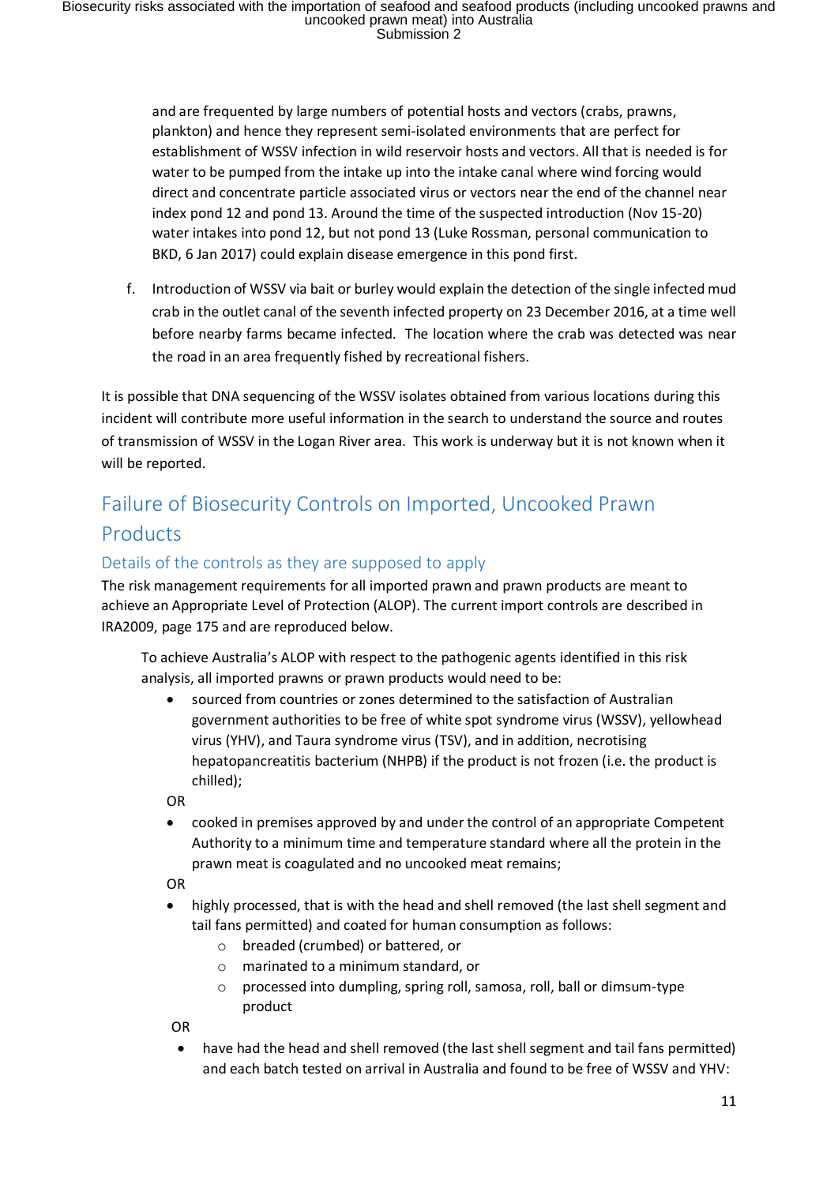and are frequented by large numbers of potential hosts and vectors (crabs, prawns, plankton) and hence they represent semi-isolated environments that are perfect for establishment of WSSV infection in wild reservoir hosts and vectors. All that is needed is for water to be pumped from the intake up into the intake canal where wind forcing would direct and concentrate particle associated virus or vectors near the end of the channel near index pond 12 and pond 13. Around the time of the suspected introduction (Nov 15-20) water intakes into pond 12, but not pond 13 (Luke Rossman, personal communication to BKD, 6 Jan 2017) could explain disease emergence in this pond first.

f. Introduction of WSSV via bait or burley would explain the detection of the single infected mud crab in the outlet canal of the seventh infected property on 23 December 2016, at a time well before nearby farms became infected. The location where the crab was detected was near the road in an area frequently fished by recreational fishers.

It is possible that DNA sequencing of the WSSV isolates obtained from various locations during this incident will contribute more useful information in the search to understand the source and routes of transmission of WSSV in the Logan River area. This work is underway but it is not known when it will be reported.

## Failure of Biosecurity Controls on Imported, Uncooked Prawn Products

### Details of the controls as they are supposed to apply

The risk management requirements for all imported prawn and prawn products are meant to achieve an Appropriate Level of Protection (ALOP). The current import controls are described in IRA2009, page 175 and are reproduced below.

> To achieve Australia's ALOP with respect to the pathogenic agents identified in this risk analysis, all imported prawns or prawn products would need to be:
>
> - sourced from countries or zones determined to the satisfaction of Australian government authorities to be free of white spot syndrome virus (WSSV), yellowhead virus (YHV), and Taura syndrome virus (TSV), and in addition, necrotising hepatopancreatitis bacterium (NHPB) if the product is not frozen (i.e. the product is chilled);
>
> OR
>
> - cooked in premises approved by and under the control of an appropriate Competent Authority to a minimum time and temperature standard where all the protein in the prawn meat is coagulated and no uncooked meat remains;
>
> OR
>
> - highly processed, that is with the head and shell removed (the last shell segment and tail fans permitted) and coated for human consumption as follows:
>     - breaded (crumbed) or battered, or
>     - marinated to a minimum standard, or
>     - processed into dumpling, spring roll, samosa, roll, ball or dimsum-type product
>
> OR
>
> - have had the head and shell removed (the last shell segment and tail fans permitted) and each batch tested on arrival in Australia and found to be free of WSSV and YHV: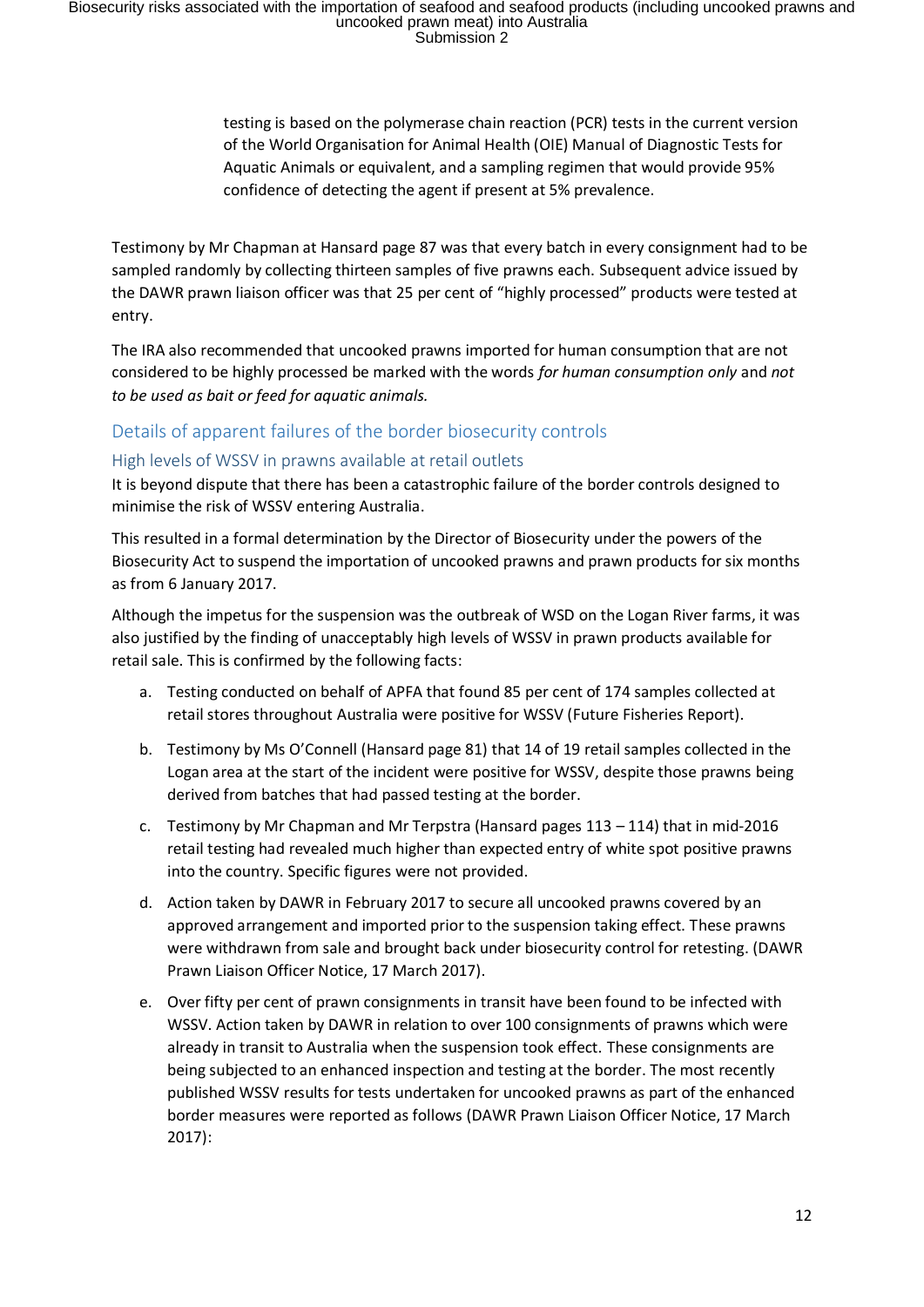testing is based on the polymerase chain reaction (PCR) tests in the current version of the World Organisation for Animal Health (OIE) Manual of Diagnostic Tests for Aquatic Animals or equivalent, and a sampling regimen that would provide 95% confidence of detecting the agent if present at 5% prevalence.

Testimony by Mr Chapman at Hansard page 87 was that every batch in every consignment had to be sampled randomly by collecting thirteen samples of five prawns each. Subsequent advice issued by the DAWR prawn liaison officer was that 25 per cent of "highly processed" products were tested at entry.

The IRA also recommended that uncooked prawns imported for human consumption that are not considered to be highly processed be marked with the words *for human consumption only* and *not to be used as bait or feed for aquatic animals.*

## Details of apparent failures of the border biosecurity controls

### High levels of WSSV in prawns available at retail outlets

It is beyond dispute that there has been a catastrophic failure of the border controls designed to minimise the risk of WSSV entering Australia.

This resulted in a formal determination by the Director of Biosecurity under the powers of the Biosecurity Act to suspend the importation of uncooked prawns and prawn products for six months as from 6 January 2017.

Although the impetus for the suspension was the outbreak of WSD on the Logan River farms, it was also justified by the finding of unacceptably high levels of WSSV in prawn products available for retail sale. This is confirmed by the following facts:

a. Testing conducted on behalf of APFA that found 85 per cent of 174 samples collected at retail stores throughout Australia were positive for WSSV (Future Fisheries Report).

b. Testimony by Ms O'Connell (Hansard page 81) that 14 of 19 retail samples collected in the Logan area at the start of the incident were positive for WSSV, despite those prawns being derived from batches that had passed testing at the border.

c. Testimony by Mr Chapman and Mr Terpstra (Hansard pages 113 – 114) that in mid-2016 retail testing had revealed much higher than expected entry of white spot positive prawns into the country. Specific figures were not provided.

d. Action taken by DAWR in February 2017 to secure all uncooked prawns covered by an approved arrangement and imported prior to the suspension taking effect. These prawns were withdrawn from sale and brought back under biosecurity control for retesting. (DAWR Prawn Liaison Officer Notice, 17 March 2017).

e. Over fifty per cent of prawn consignments in transit have been found to be infected with WSSV. Action taken by DAWR in relation to over 100 consignments of prawns which were already in transit to Australia when the suspension took effect. These consignments are being subjected to an enhanced inspection and testing at the border. The most recently published WSSV results for tests undertaken for uncooked prawns as part of the enhanced border measures were reported as follows (DAWR Prawn Liaison Officer Notice, 17 March 2017):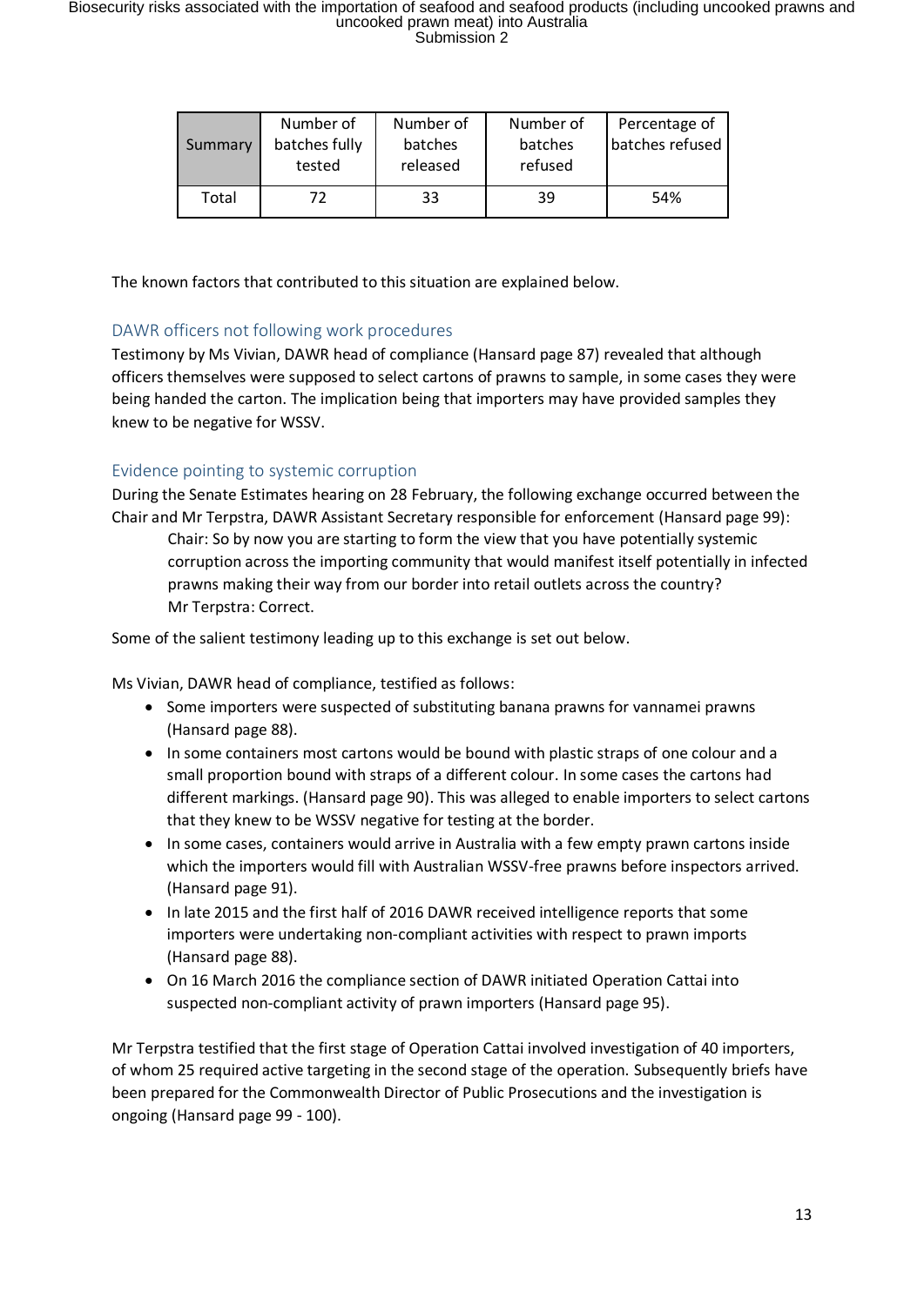| Summary | Number of batches fully tested | Number of batches released | Number of batches refused | Percentage of batches refused |
|---|---|---|---|---|
| Total | 72 | 33 | 39 | 54% |

The known factors that contributed to this situation are explained below.

### DAWR officers not following work procedures

Testimony by Ms Vivian, DAWR head of compliance (Hansard page 87) revealed that although officers themselves were supposed to select cartons of prawns to sample, in some cases they were being handed the carton. The implication being that importers may have provided samples they knew to be negative for WSSV.

### Evidence pointing to systemic corruption

During the Senate Estimates hearing on 28 February, the following exchange occurred between the Chair and Mr Terpstra, DAWR Assistant Secretary responsible for enforcement (Hansard page 99):

> Chair: So by now you are starting to form the view that you have potentially systemic corruption across the importing community that would manifest itself potentially in infected prawns making their way from our border into retail outlets across the country?
> Mr Terpstra: Correct.

Some of the salient testimony leading up to this exchange is set out below.

Ms Vivian, DAWR head of compliance, testified as follows:

- Some importers were suspected of substituting banana prawns for vannamei prawns (Hansard page 88).
- In some containers most cartons would be bound with plastic straps of one colour and a small proportion bound with straps of a different colour. In some cases the cartons had different markings. (Hansard page 90). This was alleged to enable importers to select cartons that they knew to be WSSV negative for testing at the border.
- In some cases, containers would arrive in Australia with a few empty prawn cartons inside which the importers would fill with Australian WSSV-free prawns before inspectors arrived. (Hansard page 91).
- In late 2015 and the first half of 2016 DAWR received intelligence reports that some importers were undertaking non-compliant activities with respect to prawn imports (Hansard page 88).
- On 16 March 2016 the compliance section of DAWR initiated Operation Cattai into suspected non-compliant activity of prawn importers (Hansard page 95).

Mr Terpstra testified that the first stage of Operation Cattai involved investigation of 40 importers, of whom 25 required active targeting in the second stage of the operation. Subsequently briefs have been prepared for the Commonwealth Director of Public Prosecutions and the investigation is ongoing (Hansard page 99 - 100).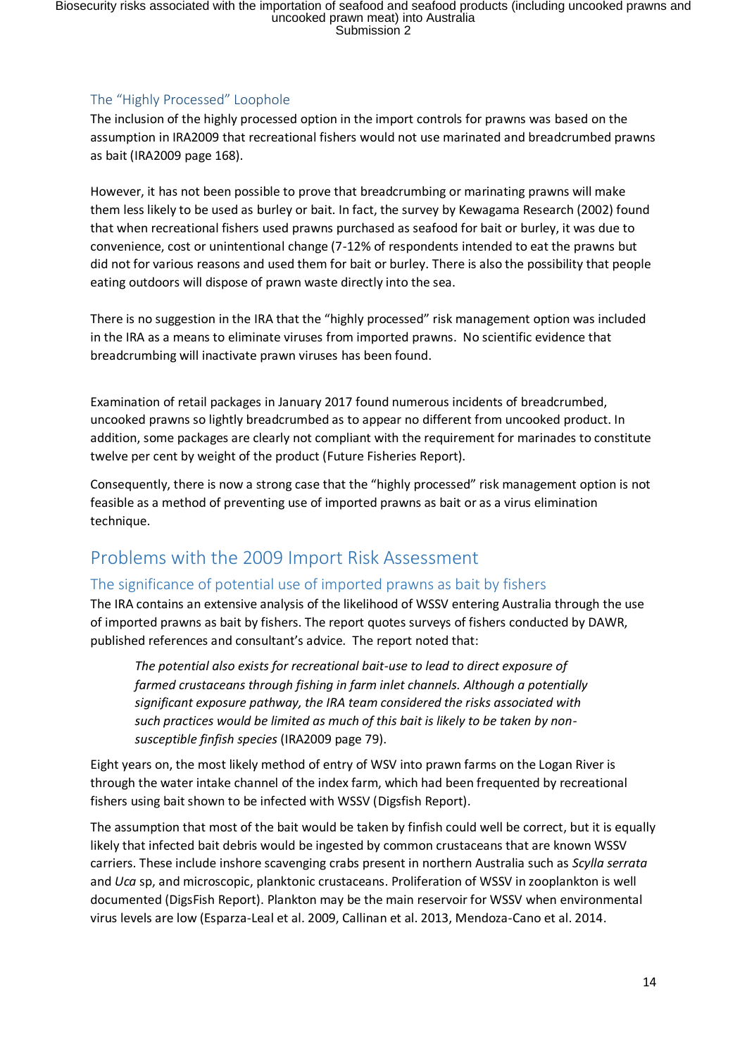### The “Highly Processed” Loophole

The inclusion of the highly processed option in the import controls for prawns was based on the assumption in IRA2009 that recreational fishers would not use marinated and breadcrumbed prawns as bait (IRA2009 page 168).

However, it has not been possible to prove that breadcrumbing or marinating prawns will make them less likely to be used as burley or bait. In fact, the survey by Kewagama Research (2002) found that when recreational fishers used prawns purchased as seafood for bait or burley, it was due to convenience, cost or unintentional change (7-12% of respondents intended to eat the prawns but did not for various reasons and used them for bait or burley. There is also the possibility that people eating outdoors will dispose of prawn waste directly into the sea.

There is no suggestion in the IRA that the “highly processed” risk management option was included in the IRA as a means to eliminate viruses from imported prawns. No scientific evidence that breadcrumbing will inactivate prawn viruses has been found.

Examination of retail packages in January 2017 found numerous incidents of breadcrumbed, uncooked prawns so lightly breadcrumbed as to appear no different from uncooked product. In addition, some packages are clearly not compliant with the requirement for marinades to constitute twelve per cent by weight of the product (Future Fisheries Report).

Consequently, there is now a strong case that the “highly processed” risk management option is not feasible as a method of preventing use of imported prawns as bait or as a virus elimination technique.

## Problems with the 2009 Import Risk Assessment

### The significance of potential use of imported prawns as bait by fishers

The IRA contains an extensive analysis of the likelihood of WSSV entering Australia through the use of imported prawns as bait by fishers. The report quotes surveys of fishers conducted by DAWR, published references and consultant’s advice. The report noted that:

> *The potential also exists for recreational bait-use to lead to direct exposure of farmed crustaceans through fishing in farm inlet channels. Although a potentially significant exposure pathway, the IRA team considered the risks associated with such practices would be limited as much of this bait is likely to be taken by non-susceptible finfish species* (IRA2009 page 79).

Eight years on, the most likely method of entry of WSV into prawn farms on the Logan River is through the water intake channel of the index farm, which had been frequented by recreational fishers using bait shown to be infected with WSSV (Digsfish Report).

The assumption that most of the bait would be taken by finfish could well be correct, but it is equally likely that infected bait debris would be ingested by common crustaceans that are known WSSV carriers. These include inshore scavenging crabs present in northern Australia such as *Scylla serrata* and *Uca* sp, and microscopic, planktonic crustaceans. Proliferation of WSSV in zooplankton is well documented (DigsFish Report). Plankton may be the main reservoir for WSSV when environmental virus levels are low (Esparza-Leal et al. 2009, Callinan et al. 2013, Mendoza-Cano et al. 2014.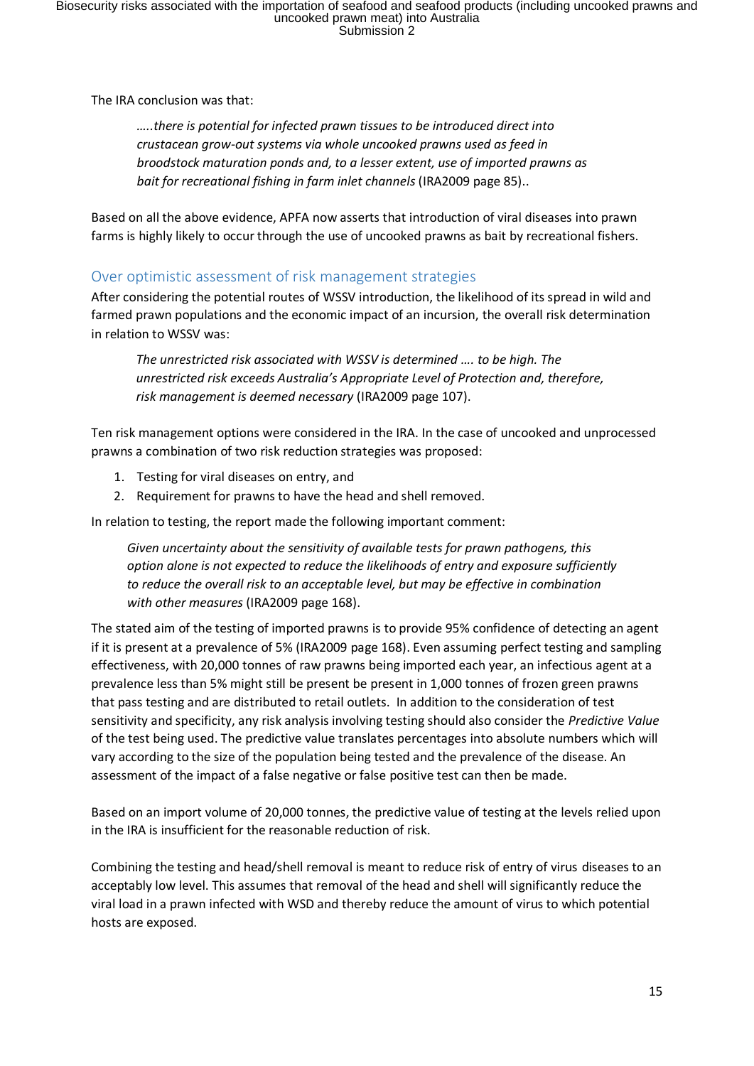The IRA conclusion was that:

> *…..there is potential for infected prawn tissues to be introduced direct into crustacean grow-out systems via whole uncooked prawns used as feed in broodstock maturation ponds and, to a lesser extent, use of imported prawns as bait for recreational fishing in farm inlet channels* (IRA2009 page 85)..

Based on all the above evidence, APFA now asserts that introduction of viral diseases into prawn farms is highly likely to occur through the use of uncooked prawns as bait by recreational fishers.

## Over optimistic assessment of risk management strategies

After considering the potential routes of WSSV introduction, the likelihood of its spread in wild and farmed prawn populations and the economic impact of an incursion, the overall risk determination in relation to WSSV was:

> *The unrestricted risk associated with WSSV is determined …. to be high. The unrestricted risk exceeds Australia's Appropriate Level of Protection and, therefore, risk management is deemed necessary* (IRA2009 page 107).

Ten risk management options were considered in the IRA. In the case of uncooked and unprocessed prawns a combination of two risk reduction strategies was proposed:

1. Testing for viral diseases on entry, and
2. Requirement for prawns to have the head and shell removed.

In relation to testing, the report made the following important comment:

> *Given uncertainty about the sensitivity of available tests for prawn pathogens, this option alone is not expected to reduce the likelihoods of entry and exposure sufficiently to reduce the overall risk to an acceptable level, but may be effective in combination with other measures* (IRA2009 page 168).

The stated aim of the testing of imported prawns is to provide 95% confidence of detecting an agent if it is present at a prevalence of 5% (IRA2009 page 168). Even assuming perfect testing and sampling effectiveness, with 20,000 tonnes of raw prawns being imported each year, an infectious agent at a prevalence less than 5% might still be present be present in 1,000 tonnes of frozen green prawns that pass testing and are distributed to retail outlets. In addition to the consideration of test sensitivity and specificity, any risk analysis involving testing should also consider the *Predictive Value* of the test being used. The predictive value translates percentages into absolute numbers which will vary according to the size of the population being tested and the prevalence of the disease. An assessment of the impact of a false negative or false positive test can then be made.

Based on an import volume of 20,000 tonnes, the predictive value of testing at the levels relied upon in the IRA is insufficient for the reasonable reduction of risk.

Combining the testing and head/shell removal is meant to reduce risk of entry of virus diseases to an acceptably low level. This assumes that removal of the head and shell will significantly reduce the viral load in a prawn infected with WSD and thereby reduce the amount of virus to which potential hosts are exposed.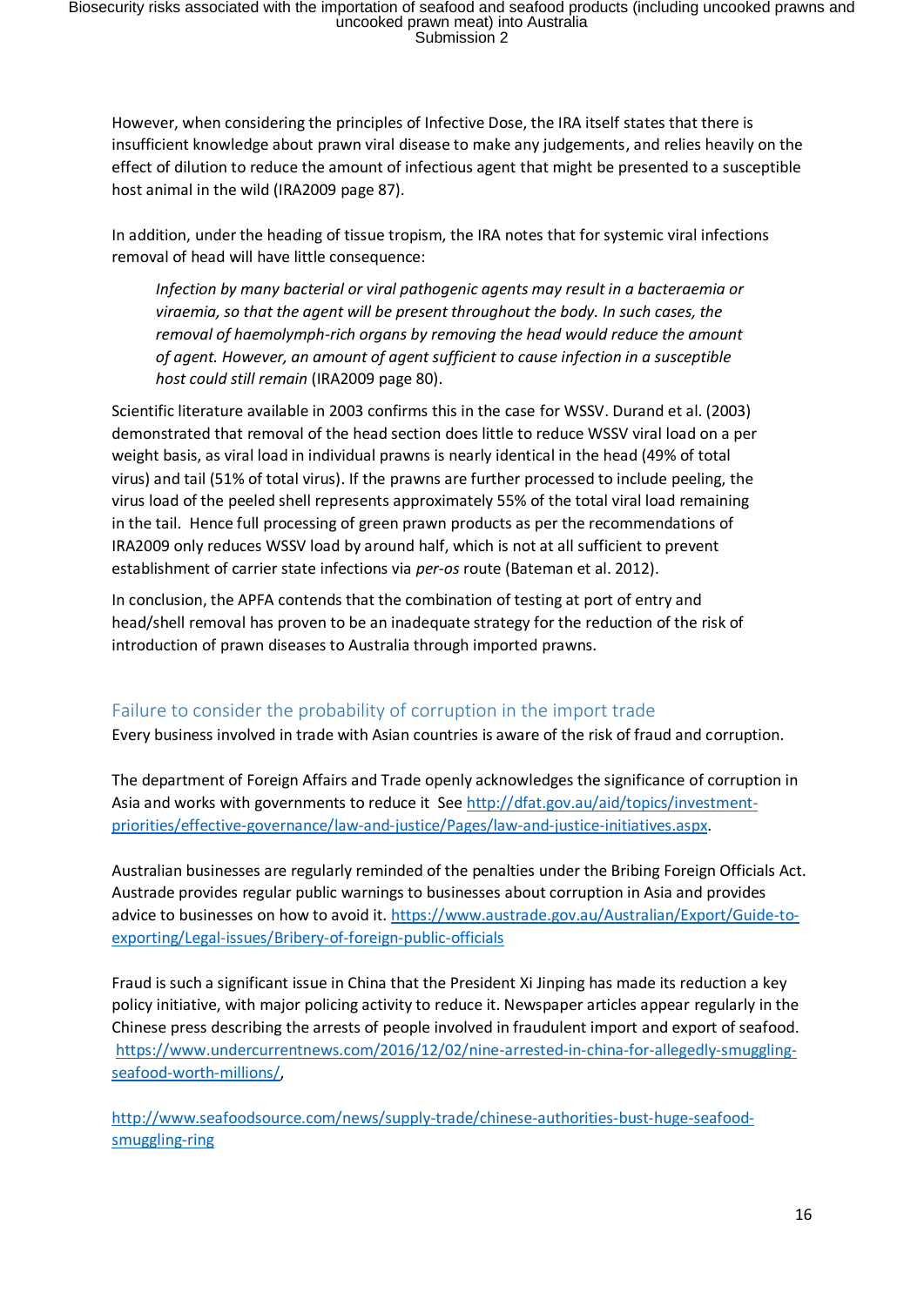However, when considering the principles of Infective Dose, the IRA itself states that there is insufficient knowledge about prawn viral disease to make any judgements, and relies heavily on the effect of dilution to reduce the amount of infectious agent that might be presented to a susceptible host animal in the wild (IRA2009 page 87).

In addition, under the heading of tissue tropism, the IRA notes that for systemic viral infections removal of head will have little consequence:

> *Infection by many bacterial or viral pathogenic agents may result in a bacteraemia or viraemia, so that the agent will be present throughout the body. In such cases, the removal of haemolymph-rich organs by removing the head would reduce the amount of agent. However, an amount of agent sufficient to cause infection in a susceptible host could still remain* (IRA2009 page 80).

Scientific literature available in 2003 confirms this in the case for WSSV. Durand et al. (2003) demonstrated that removal of the head section does little to reduce WSSV viral load on a per weight basis, as viral load in individual prawns is nearly identical in the head (49% of total virus) and tail (51% of total virus). If the prawns are further processed to include peeling, the virus load of the peeled shell represents approximately 55% of the total viral load remaining in the tail. Hence full processing of green prawn products as per the recommendations of IRA2009 only reduces WSSV load by around half, which is not at all sufficient to prevent establishment of carrier state infections via *per-os* route (Bateman et al. 2012).

In conclusion, the APFA contends that the combination of testing at port of entry and head/shell removal has proven to be an inadequate strategy for the reduction of the risk of introduction of prawn diseases to Australia through imported prawns.

## Failure to consider the probability of corruption in the import trade

Every business involved in trade with Asian countries is aware of the risk of fraud and corruption.

The department of Foreign Affairs and Trade openly acknowledges the significance of corruption in Asia and works with governments to reduce it See http://dfat.gov.au/aid/topics/investment-priorities/effective-governance/law-and-justice/Pages/law-and-justice-initiatives.aspx.

Australian businesses are regularly reminded of the penalties under the Bribing Foreign Officials Act. Austrade provides regular public warnings to businesses about corruption in Asia and provides advice to businesses on how to avoid it. https://www.austrade.gov.au/Australian/Export/Guide-to-exporting/Legal-issues/Bribery-of-foreign-public-officials

Fraud is such a significant issue in China that the President Xi Jinping has made its reduction a key policy initiative, with major policing activity to reduce it. Newspaper articles appear regularly in the Chinese press describing the arrests of people involved in fraudulent import and export of seafood. https://www.undercurrentnews.com/2016/12/02/nine-arrested-in-china-for-allegedly-smuggling-seafood-worth-millions/,

http://www.seafoodsource.com/news/supply-trade/chinese-authorities-bust-huge-seafood-smuggling-ring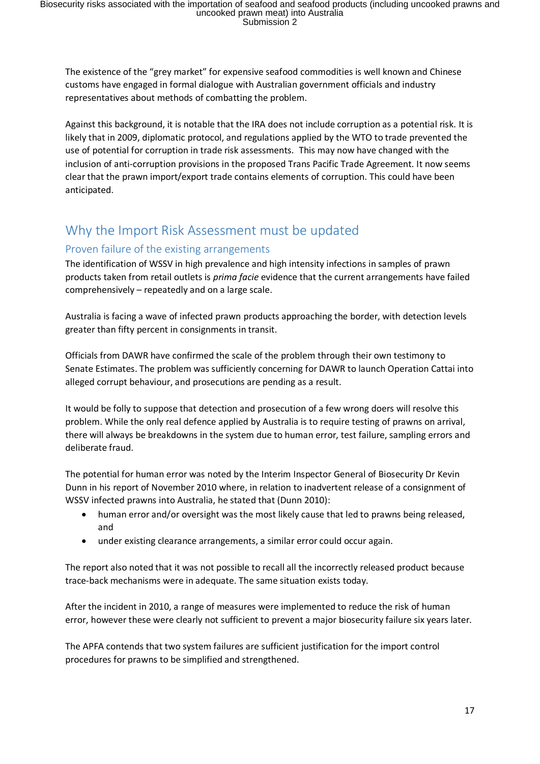The existence of the "grey market" for expensive seafood commodities is well known and Chinese customs have engaged in formal dialogue with Australian government officials and industry representatives about methods of combatting the problem.

Against this background, it is notable that the IRA does not include corruption as a potential risk. It is likely that in 2009, diplomatic protocol, and regulations applied by the WTO to trade prevented the use of potential for corruption in trade risk assessments. This may now have changed with the inclusion of anti-corruption provisions in the proposed Trans Pacific Trade Agreement. It now seems clear that the prawn import/export trade contains elements of corruption. This could have been anticipated.

## Why the Import Risk Assessment must be updated

### Proven failure of the existing arrangements

The identification of WSSV in high prevalence and high intensity infections in samples of prawn products taken from retail outlets is *prima facie* evidence that the current arrangements have failed comprehensively – repeatedly and on a large scale.

Australia is facing a wave of infected prawn products approaching the border, with detection levels greater than fifty percent in consignments in transit.

Officials from DAWR have confirmed the scale of the problem through their own testimony to Senate Estimates. The problem was sufficiently concerning for DAWR to launch Operation Cattai into alleged corrupt behaviour, and prosecutions are pending as a result.

It would be folly to suppose that detection and prosecution of a few wrong doers will resolve this problem. While the only real defence applied by Australia is to require testing of prawns on arrival, there will always be breakdowns in the system due to human error, test failure, sampling errors and deliberate fraud.

The potential for human error was noted by the Interim Inspector General of Biosecurity Dr Kevin Dunn in his report of November 2010 where, in relation to inadvertent release of a consignment of WSSV infected prawns into Australia, he stated that (Dunn 2010):

- human error and/or oversight was the most likely cause that led to prawns being released, and
- under existing clearance arrangements, a similar error could occur again.

The report also noted that it was not possible to recall all the incorrectly released product because trace-back mechanisms were in adequate. The same situation exists today.

After the incident in 2010, a range of measures were implemented to reduce the risk of human error, however these were clearly not sufficient to prevent a major biosecurity failure six years later.

The APFA contends that two system failures are sufficient justification for the import control procedures for prawns to be simplified and strengthened.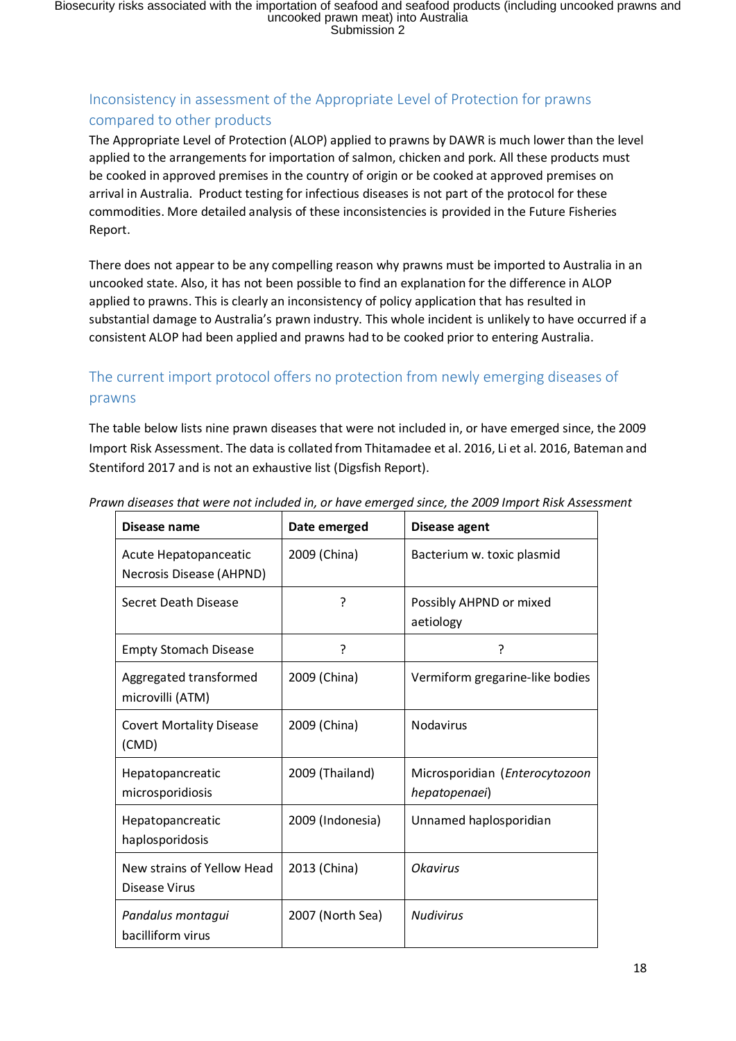## Inconsistency in assessment of the Appropriate Level of Protection for prawns compared to other products

The Appropriate Level of Protection (ALOP) applied to prawns by DAWR is much lower than the level applied to the arrangements for importation of salmon, chicken and pork. All these products must be cooked in approved premises in the country of origin or be cooked at approved premises on arrival in Australia. Product testing for infectious diseases is not part of the protocol for these commodities. More detailed analysis of these inconsistencies is provided in the Future Fisheries Report.

There does not appear to be any compelling reason why prawns must be imported to Australia in an uncooked state. Also, it has not been possible to find an explanation for the difference in ALOP applied to prawns. This is clearly an inconsistency of policy application that has resulted in substantial damage to Australia's prawn industry. This whole incident is unlikely to have occurred if a consistent ALOP had been applied and prawns had to be cooked prior to entering Australia.

## The current import protocol offers no protection from newly emerging diseases of prawns

The table below lists nine prawn diseases that were not included in, or have emerged since, the 2009 Import Risk Assessment. The data is collated from Thitamadee et al. 2016, Li et al. 2016, Bateman and Stentiford 2017 and is not an exhaustive list (Digsfish Report).

*Prawn diseases that were not included in, or have emerged since, the 2009 Import Risk Assessment*

| Disease name | Date emerged | Disease agent |
|---|---|---|
| Acute Hepatopanceatic Necrosis Disease (AHPND) | 2009 (China) | Bacterium w. toxic plasmid |
| Secret Death Disease | ? | Possibly AHPND or mixed aetiology |
| Empty Stomach Disease | ? | ? |
| Aggregated transformed microvilli (ATM) | 2009 (China) | Vermiform gregarine-like bodies |
| Covert Mortality Disease (CMD) | 2009 (China) | Nodavirus |
| Hepatopancreatic microsporidiosis | 2009 (Thailand) | Microsporidian (*Enterocytozoon hepatopenaei*) |
| Hepatopancreatic haplosporidosis | 2009 (Indonesia) | Unnamed haplosporidian |
| New strains of Yellow Head Disease Virus | 2013 (China) | *Okavirus* |
| *Pandalus montagui* bacilliform virus | 2007 (North Sea) | *Nudivirus* |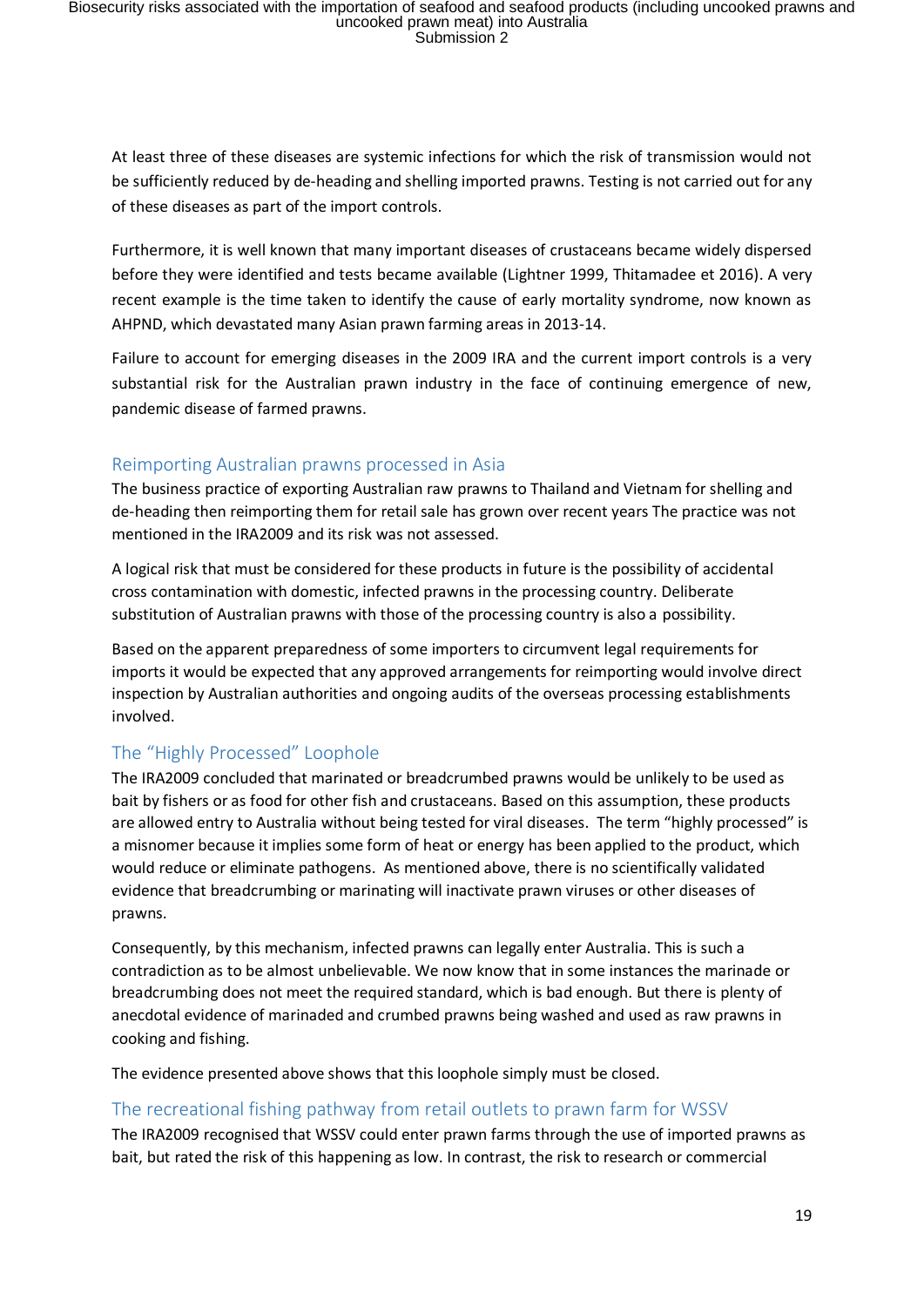At least three of these diseases are systemic infections for which the risk of transmission would not be sufficiently reduced by de-heading and shelling imported prawns. Testing is not carried out for any of these diseases as part of the import controls.

Furthermore, it is well known that many important diseases of crustaceans became widely dispersed before they were identified and tests became available (Lightner 1999, Thitamadee et 2016). A very recent example is the time taken to identify the cause of early mortality syndrome, now known as AHPND, which devastated many Asian prawn farming areas in 2013-14.

Failure to account for emerging diseases in the 2009 IRA and the current import controls is a very substantial risk for the Australian prawn industry in the face of continuing emergence of new, pandemic disease of farmed prawns.

## Reimporting Australian prawns processed in Asia

The business practice of exporting Australian raw prawns to Thailand and Vietnam for shelling and de-heading then reimporting them for retail sale has grown over recent years The practice was not mentioned in the IRA2009 and its risk was not assessed.

A logical risk that must be considered for these products in future is the possibility of accidental cross contamination with domestic, infected prawns in the processing country. Deliberate substitution of Australian prawns with those of the processing country is also a possibility.

Based on the apparent preparedness of some importers to circumvent legal requirements for imports it would be expected that any approved arrangements for reimporting would involve direct inspection by Australian authorities and ongoing audits of the overseas processing establishments involved.

## The "Highly Processed" Loophole

The IRA2009 concluded that marinated or breadcrumbed prawns would be unlikely to be used as bait by fishers or as food for other fish and crustaceans. Based on this assumption, these products are allowed entry to Australia without being tested for viral diseases. The term "highly processed" is a misnomer because it implies some form of heat or energy has been applied to the product, which would reduce or eliminate pathogens. As mentioned above, there is no scientifically validated evidence that breadcrumbing or marinating will inactivate prawn viruses or other diseases of prawns.

Consequently, by this mechanism, infected prawns can legally enter Australia. This is such a contradiction as to be almost unbelievable. We now know that in some instances the marinade or breadcrumbing does not meet the required standard, which is bad enough. But there is plenty of anecdotal evidence of marinaded and crumbed prawns being washed and used as raw prawns in cooking and fishing.

The evidence presented above shows that this loophole simply must be closed.

## The recreational fishing pathway from retail outlets to prawn farm for WSSV

The IRA2009 recognised that WSSV could enter prawn farms through the use of imported prawns as bait, but rated the risk of this happening as low. In contrast, the risk to research or commercial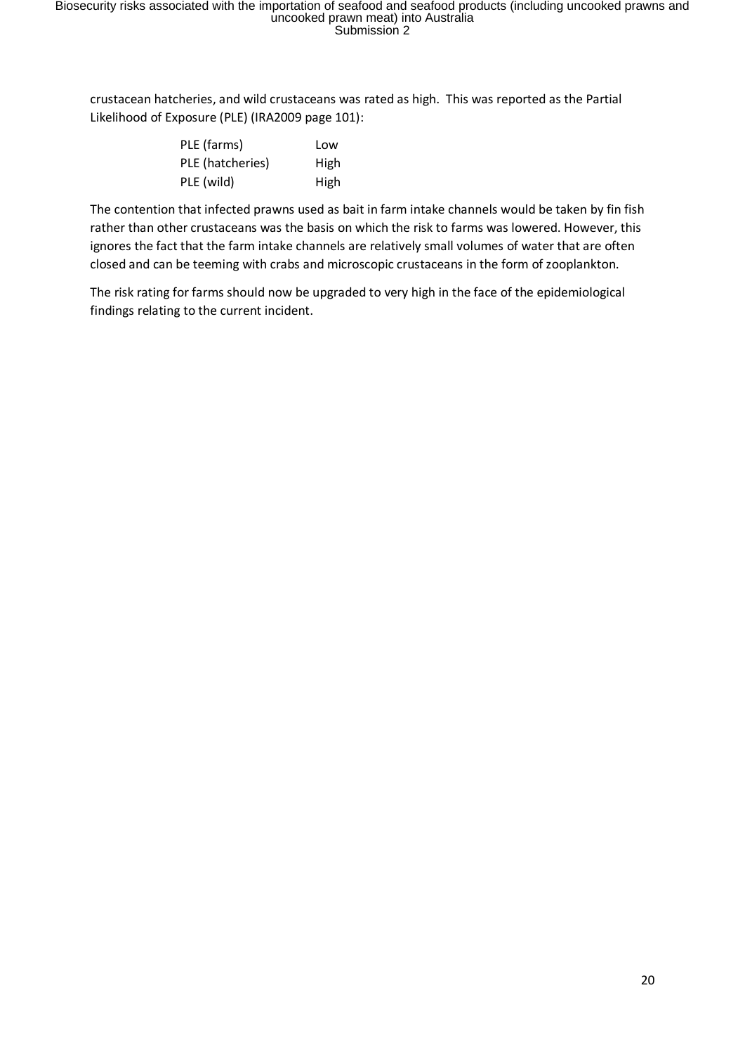crustacean hatcheries, and wild crustaceans was rated as high. This was reported as the Partial Likelihood of Exposure (PLE) (IRA2009 page 101):

| | |
|---|---|
| PLE (farms) | Low |
| PLE (hatcheries) | High |
| PLE (wild) | High |

The contention that infected prawns used as bait in farm intake channels would be taken by fin fish rather than other crustaceans was the basis on which the risk to farms was lowered. However, this ignores the fact that the farm intake channels are relatively small volumes of water that are often closed and can be teeming with crabs and microscopic crustaceans in the form of zooplankton.

The risk rating for farms should now be upgraded to very high in the face of the epidemiological findings relating to the current incident.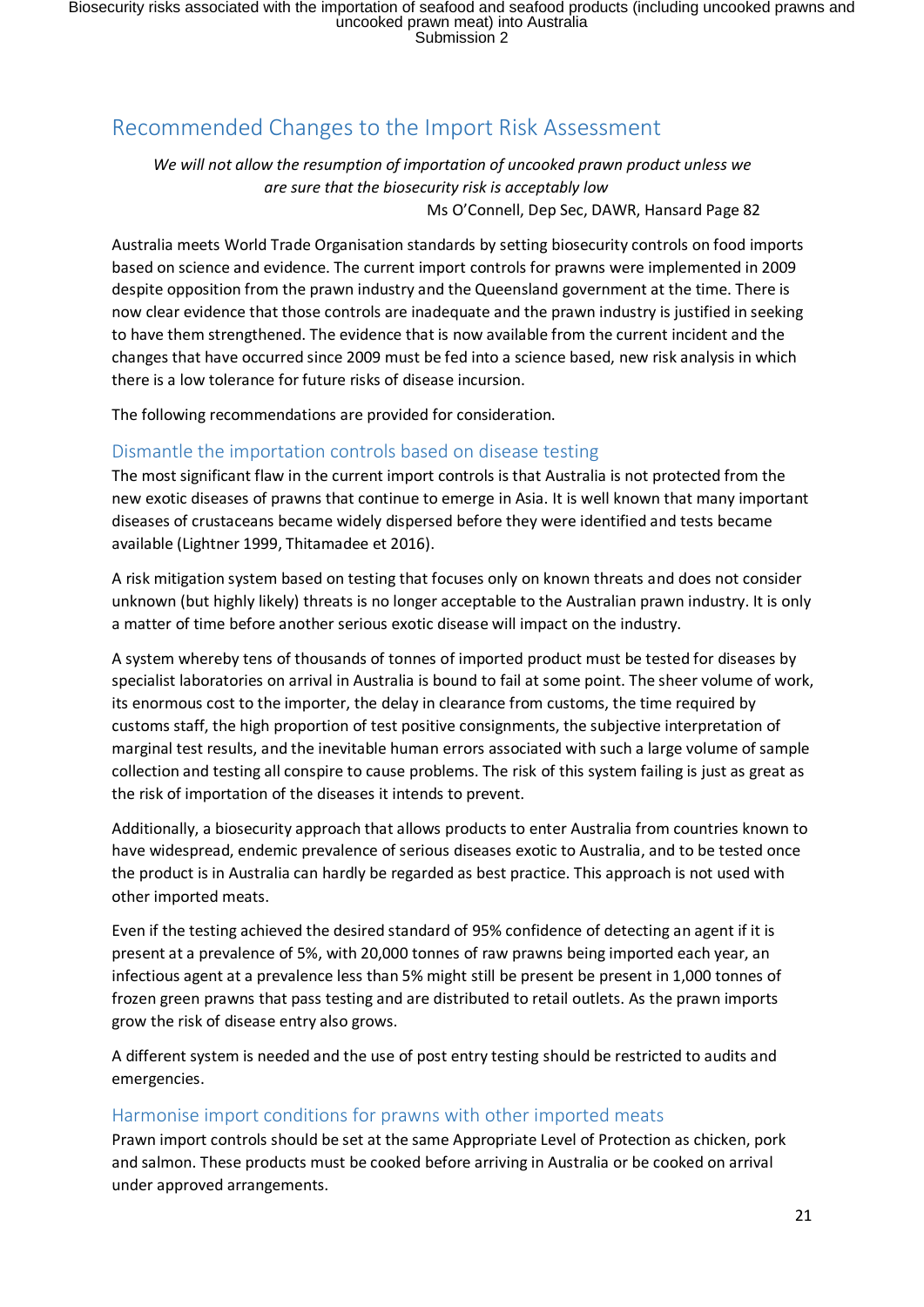## Recommended Changes to the Import Risk Assessment

*We will not allow the resumption of importation of uncooked prawn product unless we are sure that the biosecurity risk is acceptably low*

Ms O'Connell, Dep Sec, DAWR, Hansard Page 82

Australia meets World Trade Organisation standards by setting biosecurity controls on food imports based on science and evidence. The current import controls for prawns were implemented in 2009 despite opposition from the prawn industry and the Queensland government at the time. There is now clear evidence that those controls are inadequate and the prawn industry is justified in seeking to have them strengthened. The evidence that is now available from the current incident and the changes that have occurred since 2009 must be fed into a science based, new risk analysis in which there is a low tolerance for future risks of disease incursion.

The following recommendations are provided for consideration.

### Dismantle the importation controls based on disease testing

The most significant flaw in the current import controls is that Australia is not protected from the new exotic diseases of prawns that continue to emerge in Asia. It is well known that many important diseases of crustaceans became widely dispersed before they were identified and tests became available (Lightner 1999, Thitamadee et 2016).

A risk mitigation system based on testing that focuses only on known threats and does not consider unknown (but highly likely) threats is no longer acceptable to the Australian prawn industry. It is only a matter of time before another serious exotic disease will impact on the industry.

A system whereby tens of thousands of tonnes of imported product must be tested for diseases by specialist laboratories on arrival in Australia is bound to fail at some point. The sheer volume of work, its enormous cost to the importer, the delay in clearance from customs, the time required by customs staff, the high proportion of test positive consignments, the subjective interpretation of marginal test results, and the inevitable human errors associated with such a large volume of sample collection and testing all conspire to cause problems. The risk of this system failing is just as great as the risk of importation of the diseases it intends to prevent.

Additionally, a biosecurity approach that allows products to enter Australia from countries known to have widespread, endemic prevalence of serious diseases exotic to Australia, and to be tested once the product is in Australia can hardly be regarded as best practice. This approach is not used with other imported meats.

Even if the testing achieved the desired standard of 95% confidence of detecting an agent if it is present at a prevalence of 5%, with 20,000 tonnes of raw prawns being imported each year, an infectious agent at a prevalence less than 5% might still be present be present in 1,000 tonnes of frozen green prawns that pass testing and are distributed to retail outlets. As the prawn imports grow the risk of disease entry also grows.

A different system is needed and the use of post entry testing should be restricted to audits and emergencies.

### Harmonise import conditions for prawns with other imported meats

Prawn import controls should be set at the same Appropriate Level of Protection as chicken, pork and salmon. These products must be cooked before arriving in Australia or be cooked on arrival under approved arrangements.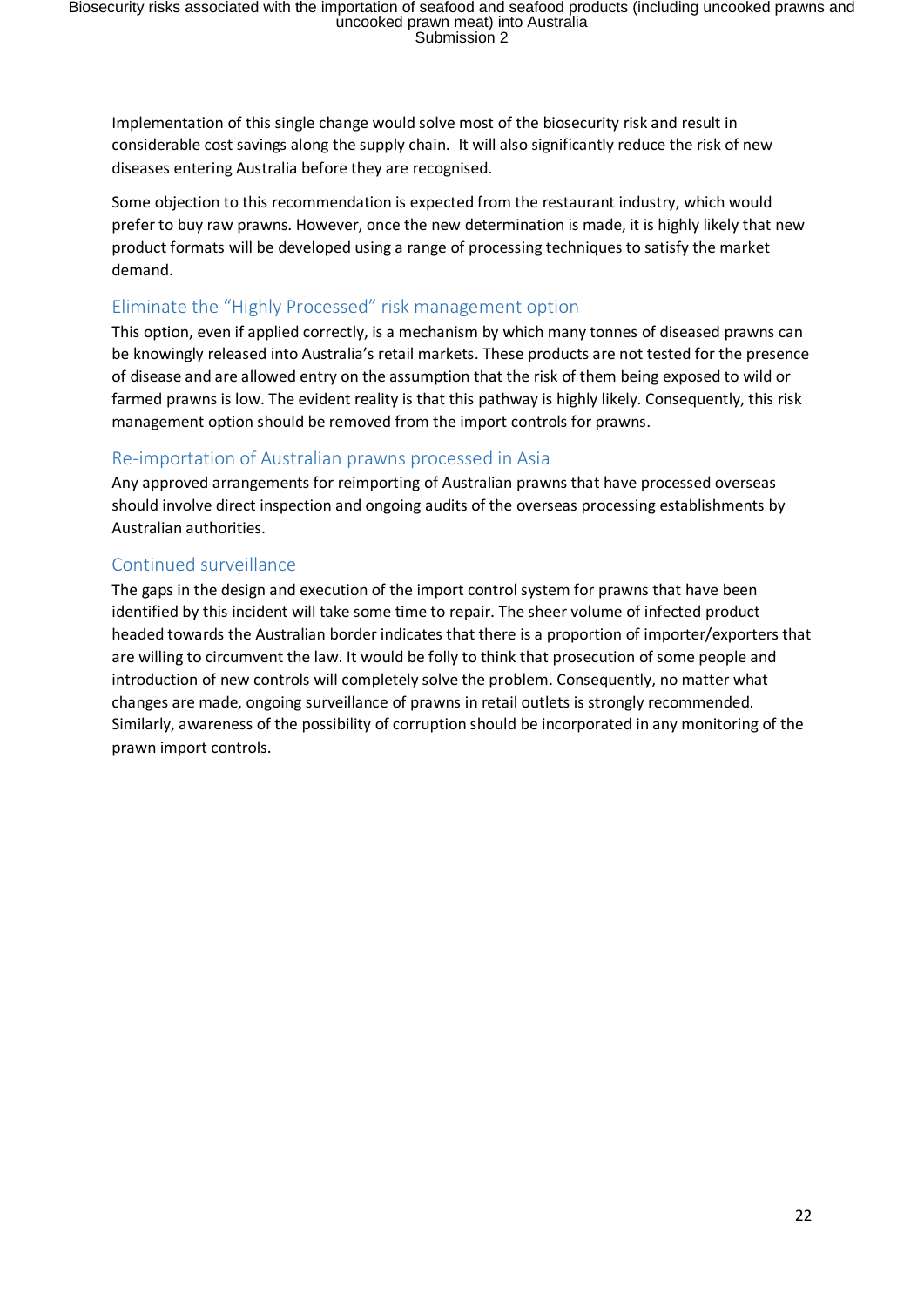Implementation of this single change would solve most of the biosecurity risk and result in considerable cost savings along the supply chain. It will also significantly reduce the risk of new diseases entering Australia before they are recognised.

Some objection to this recommendation is expected from the restaurant industry, which would prefer to buy raw prawns. However, once the new determination is made, it is highly likely that new product formats will be developed using a range of processing techniques to satisfy the market demand.

## Eliminate the "Highly Processed" risk management option

This option, even if applied correctly, is a mechanism by which many tonnes of diseased prawns can be knowingly released into Australia's retail markets. These products are not tested for the presence of disease and are allowed entry on the assumption that the risk of them being exposed to wild or farmed prawns is low. The evident reality is that this pathway is highly likely. Consequently, this risk management option should be removed from the import controls for prawns.

## Re-importation of Australian prawns processed in Asia

Any approved arrangements for reimporting of Australian prawns that have processed overseas should involve direct inspection and ongoing audits of the overseas processing establishments by Australian authorities.

## Continued surveillance

The gaps in the design and execution of the import control system for prawns that have been identified by this incident will take some time to repair. The sheer volume of infected product headed towards the Australian border indicates that there is a proportion of importer/exporters that are willing to circumvent the law. It would be folly to think that prosecution of some people and introduction of new controls will completely solve the problem. Consequently, no matter what changes are made, ongoing surveillance of prawns in retail outlets is strongly recommended. Similarly, awareness of the possibility of corruption should be incorporated in any monitoring of the prawn import controls.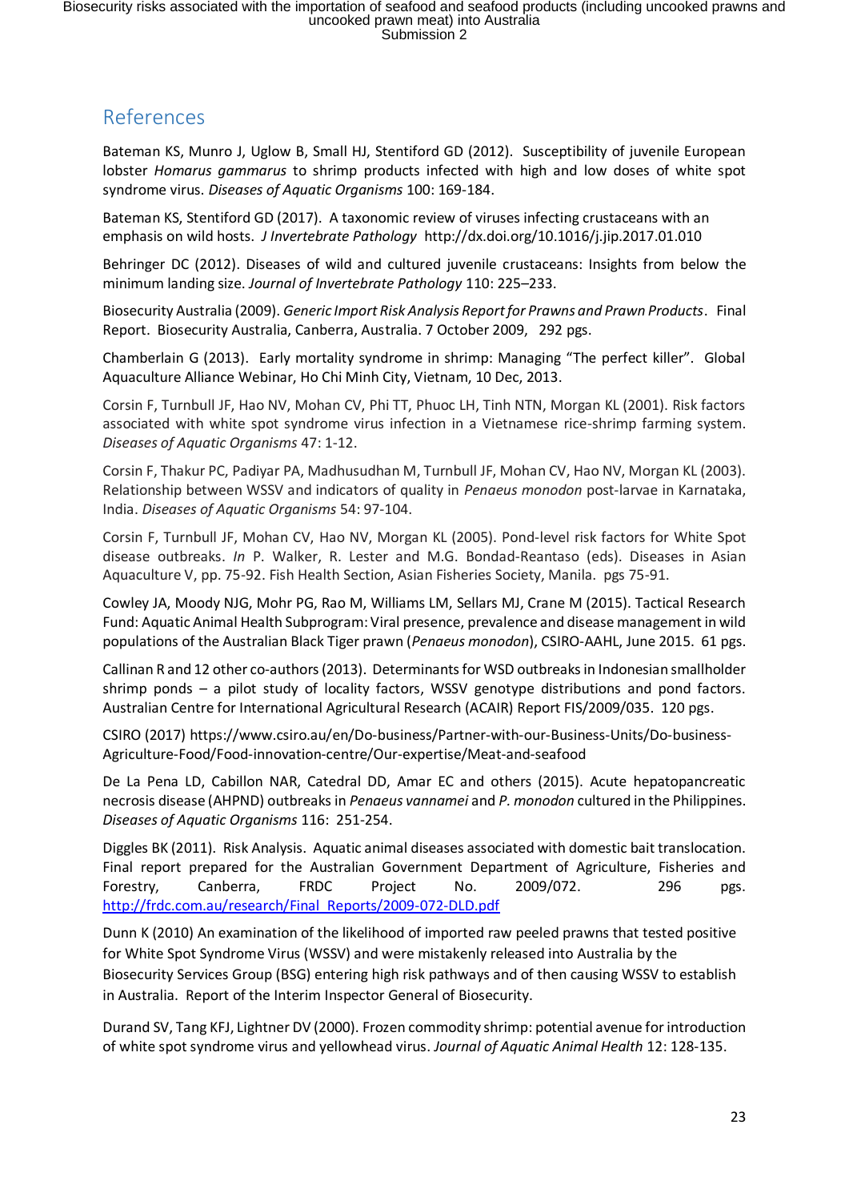## References

Bateman KS, Munro J, Uglow B, Small HJ, Stentiford GD (2012). Susceptibility of juvenile European lobster *Homarus gammarus* to shrimp products infected with high and low doses of white spot syndrome virus. *Diseases of Aquatic Organisms* 100: 169-184.

Bateman KS, Stentiford GD (2017). A taxonomic review of viruses infecting crustaceans with an emphasis on wild hosts. *J Invertebrate Pathology* http://dx.doi.org/10.1016/j.jip.2017.01.010

Behringer DC (2012). Diseases of wild and cultured juvenile crustaceans: Insights from below the minimum landing size. *Journal of Invertebrate Pathology* 110: 225–233.

Biosecurity Australia (2009). *Generic Import Risk Analysis Report for Prawns and Prawn Products*. Final Report. Biosecurity Australia, Canberra, Australia. 7 October 2009, 292 pgs.

Chamberlain G (2013). Early mortality syndrome in shrimp: Managing "The perfect killer". Global Aquaculture Alliance Webinar, Ho Chi Minh City, Vietnam, 10 Dec, 2013.

Corsin F, Turnbull JF, Hao NV, Mohan CV, Phi TT, Phuoc LH, Tinh NTN, Morgan KL (2001). Risk factors associated with white spot syndrome virus infection in a Vietnamese rice-shrimp farming system. *Diseases of Aquatic Organisms* 47: 1-12.

Corsin F, Thakur PC, Padiyar PA, Madhusudhan M, Turnbull JF, Mohan CV, Hao NV, Morgan KL (2003). Relationship between WSSV and indicators of quality in *Penaeus monodon* post-larvae in Karnataka, India. *Diseases of Aquatic Organisms* 54: 97-104.

Corsin F, Turnbull JF, Mohan CV, Hao NV, Morgan KL (2005). Pond-level risk factors for White Spot disease outbreaks. *In* P. Walker, R. Lester and M.G. Bondad-Reantaso (eds). Diseases in Asian Aquaculture V, pp. 75-92. Fish Health Section, Asian Fisheries Society, Manila. pgs 75-91.

Cowley JA, Moody NJG, Mohr PG, Rao M, Williams LM, Sellars MJ, Crane M (2015). Tactical Research Fund: Aquatic Animal Health Subprogram: Viral presence, prevalence and disease management in wild populations of the Australian Black Tiger prawn (*Penaeus monodon*), CSIRO-AAHL, June 2015. 61 pgs.

Callinan R and 12 other co-authors (2013). Determinants for WSD outbreaks in Indonesian smallholder shrimp ponds – a pilot study of locality factors, WSSV genotype distributions and pond factors. Australian Centre for International Agricultural Research (ACAIR) Report FIS/2009/035. 120 pgs.

CSIRO (2017) https://www.csiro.au/en/Do-business/Partner-with-our-Business-Units/Do-business-Agriculture-Food/Food-innovation-centre/Our-expertise/Meat-and-seafood

De La Pena LD, Cabillon NAR, Catedral DD, Amar EC and others (2015). Acute hepatopancreatic necrosis disease (AHPND) outbreaks in *Penaeus vannamei* and *P. monodon* cultured in the Philippines. *Diseases of Aquatic Organisms* 116: 251-254.

Diggles BK (2011). Risk Analysis. Aquatic animal diseases associated with domestic bait translocation. Final report prepared for the Australian Government Department of Agriculture, Fisheries and Forestry, Canberra, FRDC Project No. 2009/072. 296 pgs. http://frdc.com.au/research/Final_Reports/2009-072-DLD.pdf

Dunn K (2010) An examination of the likelihood of imported raw peeled prawns that tested positive for White Spot Syndrome Virus (WSSV) and were mistakenly released into Australia by the Biosecurity Services Group (BSG) entering high risk pathways and of then causing WSSV to establish in Australia. Report of the Interim Inspector General of Biosecurity.

Durand SV, Tang KFJ, Lightner DV (2000). Frozen commodity shrimp: potential avenue for introduction of white spot syndrome virus and yellowhead virus. *Journal of Aquatic Animal Health* 12: 128-135.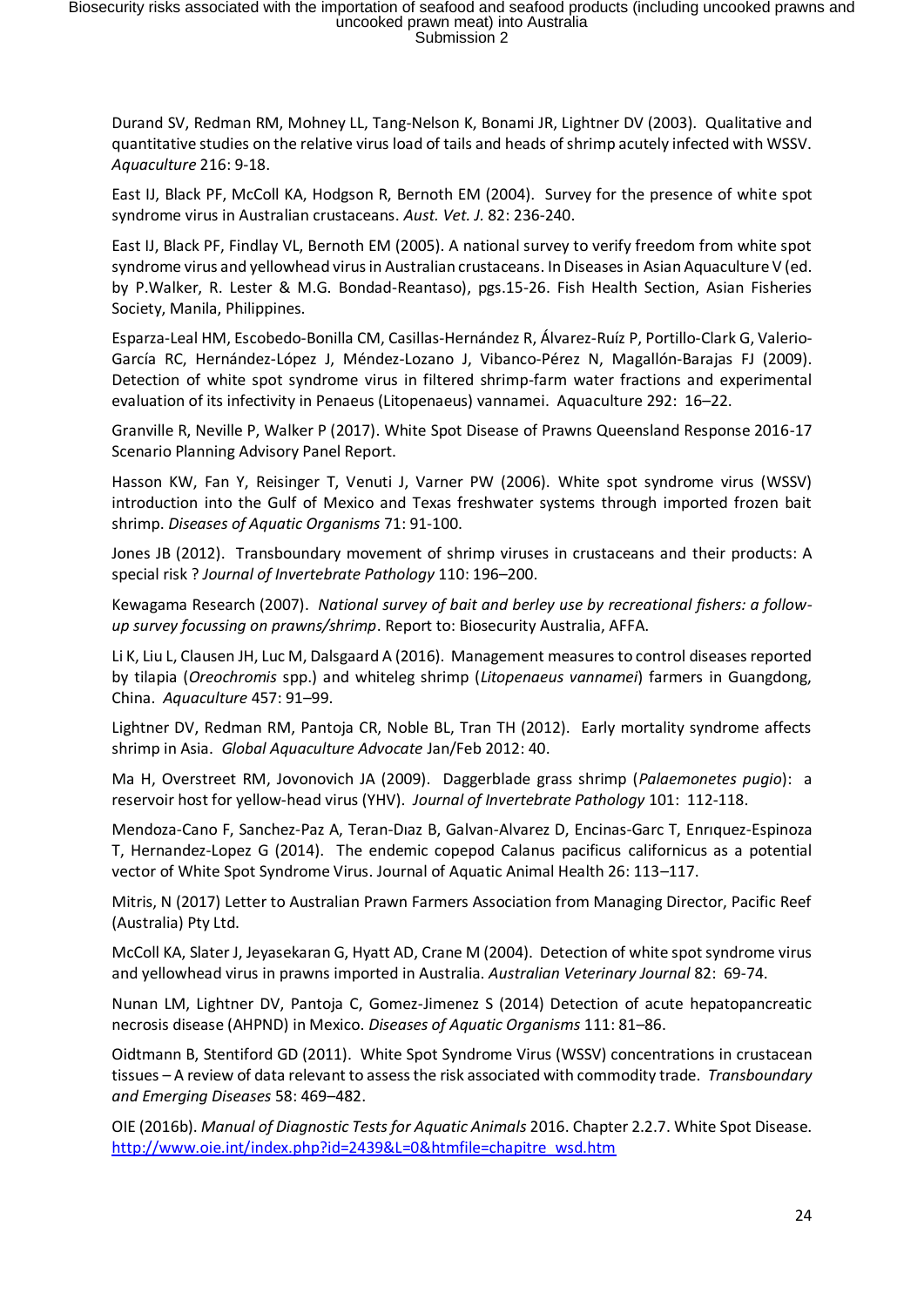Durand SV, Redman RM, Mohney LL, Tang-Nelson K, Bonami JR, Lightner DV (2003). Qualitative and quantitative studies on the relative virus load of tails and heads of shrimp acutely infected with WSSV. *Aquaculture* 216: 9-18.

East IJ, Black PF, McColl KA, Hodgson R, Bernoth EM (2004). Survey for the presence of white spot syndrome virus in Australian crustaceans. *Aust. Vet. J.* 82: 236-240.

East IJ, Black PF, Findlay VL, Bernoth EM (2005). A national survey to verify freedom from white spot syndrome virus and yellowhead virus in Australian crustaceans. In Diseases in Asian Aquaculture V (ed. by P.Walker, R. Lester & M.G. Bondad-Reantaso), pgs.15-26. Fish Health Section, Asian Fisheries Society, Manila, Philippines.

Esparza-Leal HM, Escobedo-Bonilla CM, Casillas-Hernández R, Álvarez-Ruíz P, Portillo-Clark G, Valerio-García RC, Hernández-López J, Méndez-Lozano J, Vibanco-Pérez N, Magallón-Barajas FJ (2009). Detection of white spot syndrome virus in filtered shrimp-farm water fractions and experimental evaluation of its infectivity in Penaeus (Litopenaeus) vannamei. Aquaculture 292: 16–22.

Granville R, Neville P, Walker P (2017). White Spot Disease of Prawns Queensland Response 2016-17 Scenario Planning Advisory Panel Report.

Hasson KW, Fan Y, Reisinger T, Venuti J, Varner PW (2006). White spot syndrome virus (WSSV) introduction into the Gulf of Mexico and Texas freshwater systems through imported frozen bait shrimp. *Diseases of Aquatic Organisms* 71: 91-100.

Jones JB (2012). Transboundary movement of shrimp viruses in crustaceans and their products: A special risk ? *Journal of Invertebrate Pathology* 110: 196–200.

Kewagama Research (2007). *National survey of bait and berley use by recreational fishers: a follow-up survey focussing on prawns/shrimp*. Report to: Biosecurity Australia, AFFA.

Li K, Liu L, Clausen JH, Luc M, Dalsgaard A (2016). Management measures to control diseases reported by tilapia (*Oreochromis* spp.) and whiteleg shrimp (*Litopenaeus vannamei*) farmers in Guangdong, China. *Aquaculture* 457: 91–99.

Lightner DV, Redman RM, Pantoja CR, Noble BL, Tran TH (2012). Early mortality syndrome affects shrimp in Asia. *Global Aquaculture Advocate* Jan/Feb 2012: 40.

Ma H, Overstreet RM, Jovonovich JA (2009). Daggerblade grass shrimp (*Palaemonetes pugio*): a reservoir host for yellow-head virus (YHV). *Journal of Invertebrate Pathology* 101: 112-118.

Mendoza-Cano F, Sanchez-Paz A, Teran-Dıaz B, Galvan-Alvarez D, Encinas-Garc T, Enrıquez-Espinoza T, Hernandez-Lopez G (2014). The endemic copepod Calanus pacificus californicus as a potential vector of White Spot Syndrome Virus. Journal of Aquatic Animal Health 26: 113–117.

Mitris, N (2017) Letter to Australian Prawn Farmers Association from Managing Director, Pacific Reef (Australia) Pty Ltd.

McColl KA, Slater J, Jeyasekaran G, Hyatt AD, Crane M (2004). Detection of white spot syndrome virus and yellowhead virus in prawns imported in Australia. *Australian Veterinary Journal* 82: 69-74.

Nunan LM, Lightner DV, Pantoja C, Gomez-Jimenez S (2014) Detection of acute hepatopancreatic necrosis disease (AHPND) in Mexico. *Diseases of Aquatic Organisms* 111: 81–86.

Oidtmann B, Stentiford GD (2011). White Spot Syndrome Virus (WSSV) concentrations in crustacean tissues – A review of data relevant to assess the risk associated with commodity trade. *Transboundary and Emerging Diseases* 58: 469–482.

OIE (2016b). *Manual of Diagnostic Tests for Aquatic Animals* 2016. Chapter 2.2.7. White Spot Disease. http://www.oie.int/index.php?id=2439&L=0&htmfile=chapitre_wsd.htm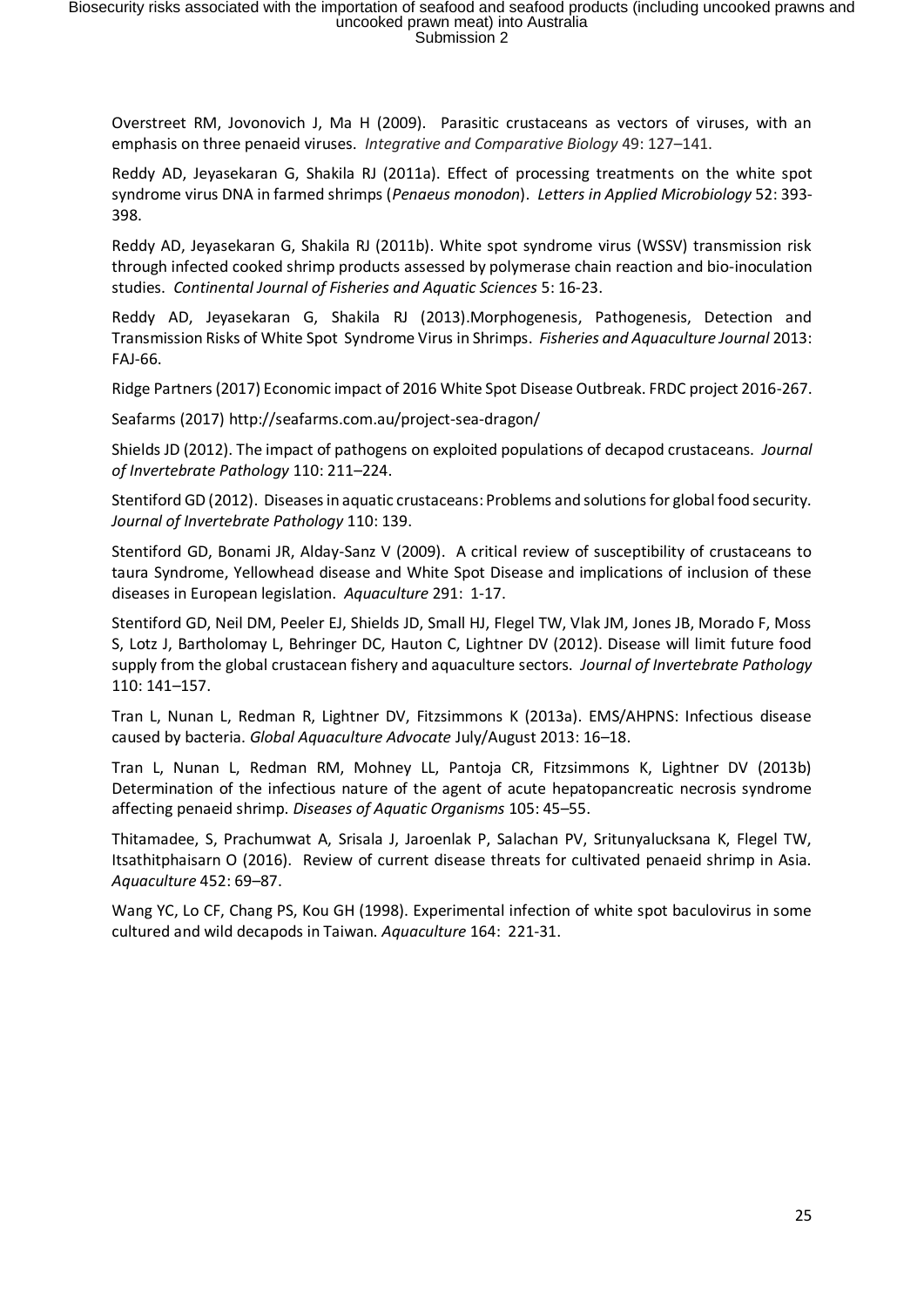Overstreet RM, Jovonovich J, Ma H (2009). Parasitic crustaceans as vectors of viruses, with an emphasis on three penaeid viruses. *Integrative and Comparative Biology* 49: 127–141.

Reddy AD, Jeyasekaran G, Shakila RJ (2011a). Effect of processing treatments on the white spot syndrome virus DNA in farmed shrimps (*Penaeus monodon*). *Letters in Applied Microbiology* 52: 393-398.

Reddy AD, Jeyasekaran G, Shakila RJ (2011b). White spot syndrome virus (WSSV) transmission risk through infected cooked shrimp products assessed by polymerase chain reaction and bio-inoculation studies. *Continental Journal of Fisheries and Aquatic Sciences* 5: 16-23.

Reddy AD, Jeyasekaran G, Shakila RJ (2013).Morphogenesis, Pathogenesis, Detection and Transmission Risks of White Spot Syndrome Virus in Shrimps. *Fisheries and Aquaculture Journal* 2013: FAJ-66.

Ridge Partners (2017) Economic impact of 2016 White Spot Disease Outbreak. FRDC project 2016-267.

Seafarms (2017) http://seafarms.com.au/project-sea-dragon/

Shields JD (2012). The impact of pathogens on exploited populations of decapod crustaceans. *Journal of Invertebrate Pathology* 110: 211–224.

Stentiford GD (2012). Diseases in aquatic crustaceans: Problems and solutions for global food security. *Journal of Invertebrate Pathology* 110: 139.

Stentiford GD, Bonami JR, Alday-Sanz V (2009). A critical review of susceptibility of crustaceans to taura Syndrome, Yellowhead disease and White Spot Disease and implications of inclusion of these diseases in European legislation. *Aquaculture* 291: 1-17.

Stentiford GD, Neil DM, Peeler EJ, Shields JD, Small HJ, Flegel TW, Vlak JM, Jones JB, Morado F, Moss S, Lotz J, Bartholomay L, Behringer DC, Hauton C, Lightner DV (2012). Disease will limit future food supply from the global crustacean fishery and aquaculture sectors. *Journal of Invertebrate Pathology* 110: 141–157.

Tran L, Nunan L, Redman R, Lightner DV, Fitzsimmons K (2013a). EMS/AHPNS: Infectious disease caused by bacteria. *Global Aquaculture Advocate* July/August 2013: 16–18.

Tran L, Nunan L, Redman RM, Mohney LL, Pantoja CR, Fitzsimmons K, Lightner DV (2013b) Determination of the infectious nature of the agent of acute hepatopancreatic necrosis syndrome affecting penaeid shrimp. *Diseases of Aquatic Organisms* 105: 45–55.

Thitamadee, S, Prachumwat A, Srisala J, Jaroenlak P, Salachan PV, Sritunyalucksana K, Flegel TW, Itsathitphaisarn O (2016). Review of current disease threats for cultivated penaeid shrimp in Asia. *Aquaculture* 452: 69–87.

Wang YC, Lo CF, Chang PS, Kou GH (1998). Experimental infection of white spot baculovirus in some cultured and wild decapods in Taiwan. *Aquaculture* 164: 221-31.